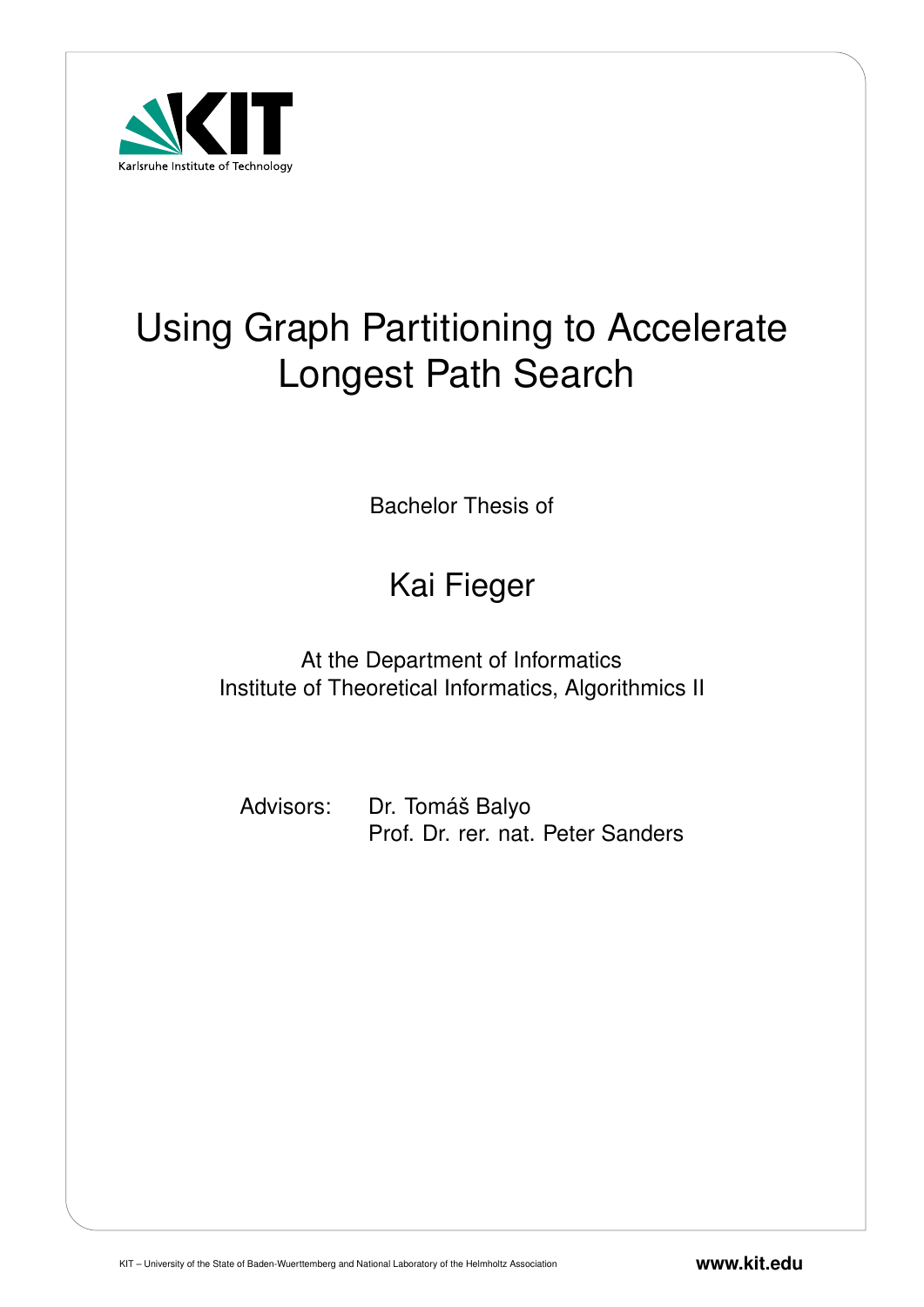Karlsruhe Institute of Technology

# Using Graph Partitioning to Accelerate Longest Path Search

Bachelor Thesis of

## Kai Fieger

At the Department of Informatics
Institute of Theoretical Informatics, Algorithmics II

Advisors: Dr. Tomáš Balyo
Prof. Dr. rer. nat. Peter Sanders

KIT – University of the State of Baden-Wuerttemberg and National Laboratory of the Helmholtz Association

**www.kit.edu**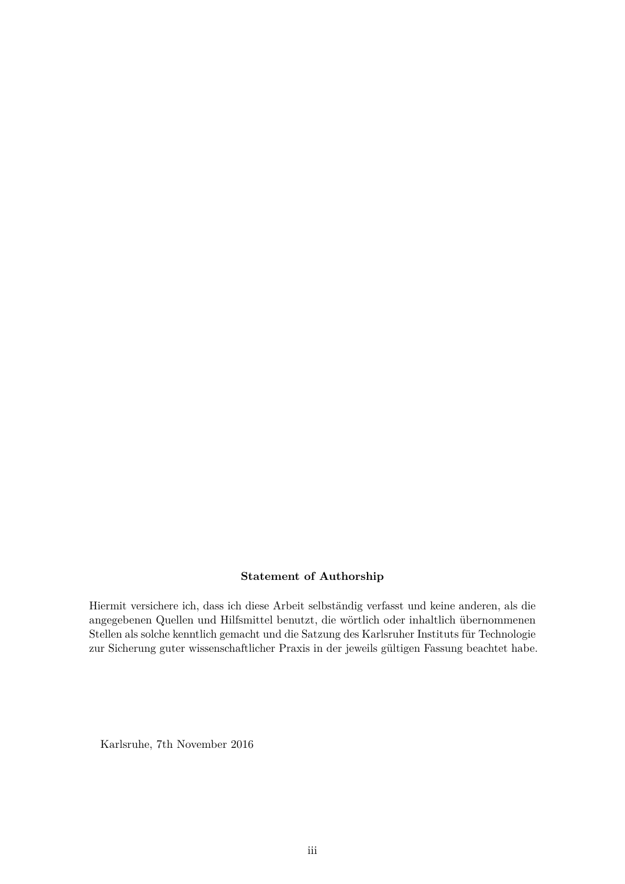**Statement of Authorship**

Hiermit versichere ich, dass ich diese Arbeit selbständig verfasst und keine anderen, als die angegebenen Quellen und Hilfsmittel benutzt, die wörtlich oder inhaltlich übernommenen Stellen als solche kenntlich gemacht und die Satzung des Karlsruher Instituts für Technologie zur Sicherung guter wissenschaftlicher Praxis in der jeweils gültigen Fassung beachtet habe.

Karlsruhe, 7th November 2016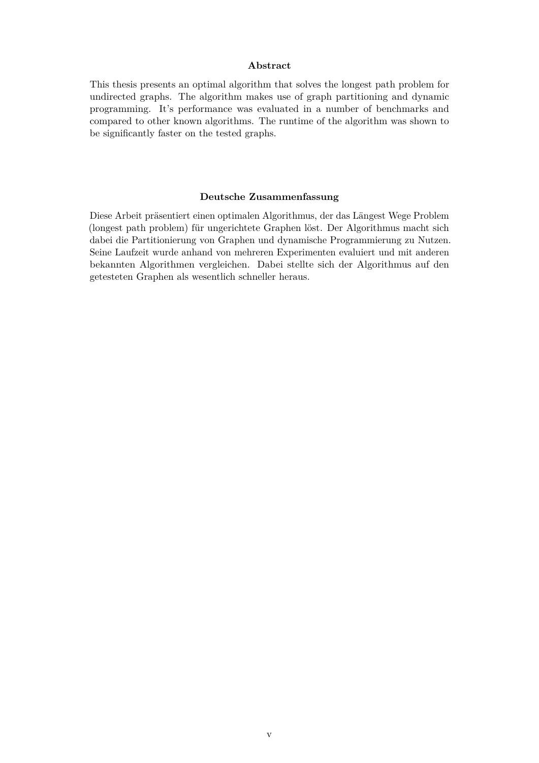## Abstract

This thesis presents an optimal algorithm that solves the longest path problem for undirected graphs. The algorithm makes use of graph partitioning and dynamic programming. It's performance was evaluated in a number of benchmarks and compared to other known algorithms. The runtime of the algorithm was shown to be significantly faster on the tested graphs.

## Deutsche Zusammenfassung

Diese Arbeit präsentiert einen optimalen Algorithmus, der das Längest Wege Problem (longest path problem) für ungerichtete Graphen löst. Der Algorithmus macht sich dabei die Partitionierung von Graphen und dynamische Programmierung zu Nutzen. Seine Laufzeit wurde anhand von mehreren Experimenten evaluiert und mit anderen bekannten Algorithmen vergleichen. Dabei stellte sich der Algorithmus auf den getesteten Graphen als wesentlich schneller heraus.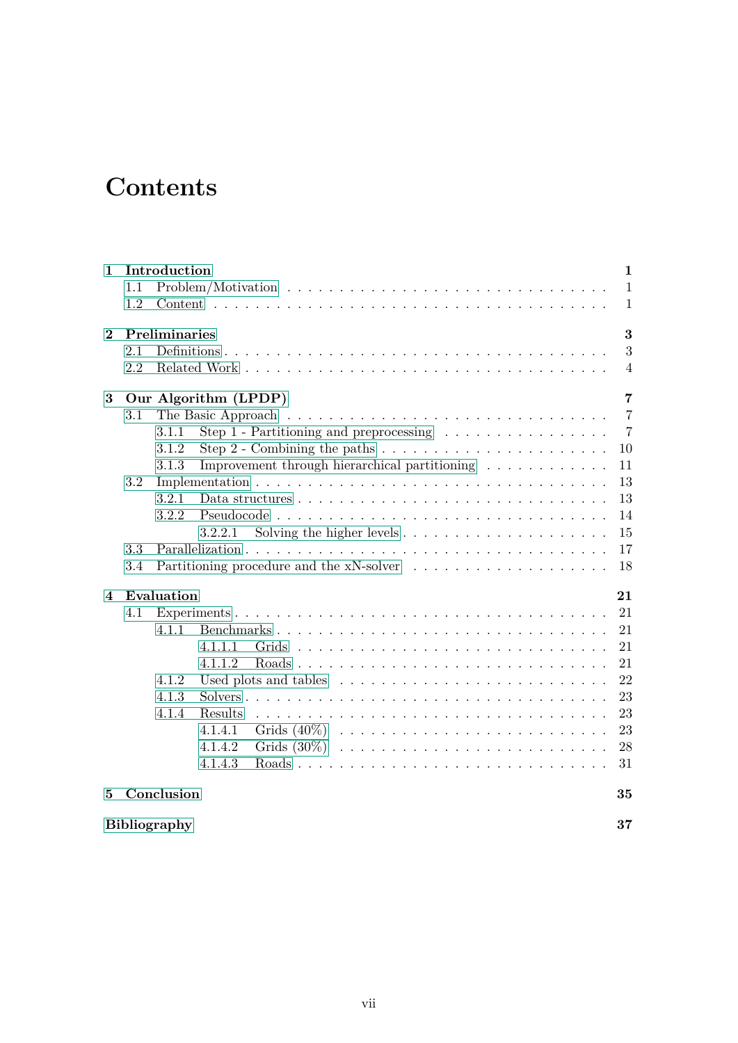# Contents

- **1 Introduction** — **1**
  - 1.1 Problem/Motivation — 1
  - 1.2 Content — 1
- **2 Preliminaries** — **3**
  - 2.1 Definitions — 3
  - 2.2 Related Work — 4
- **3 Our Algorithm (LPDP)** — **7**
  - 3.1 The Basic Approach — 7
    - 3.1.1 Step 1 - Partitioning and preprocessing — 7
    - 3.1.2 Step 2 - Combining the paths — 10
    - 3.1.3 Improvement through hierarchical partitioning — 11
  - 3.2 Implementation — 13
    - 3.2.1 Data structures — 13
    - 3.2.2 Pseudocode — 14
      - 3.2.2.1 Solving the higher levels — 15
  - 3.3 Parallelization — 17
  - 3.4 Partitioning procedure and the xN-solver — 18
- **4 Evaluation** — **21**
  - 4.1 Experiments — 21
    - 4.1.1 Benchmarks — 21
      - 4.1.1.1 Grids — 21
      - 4.1.1.2 Roads — 21
    - 4.1.2 Used plots and tables — 22
    - 4.1.3 Solvers — 23
    - 4.1.4 Results — 23
      - 4.1.4.1 Grids (40%) — 23
      - 4.1.4.2 Grids (30%) — 28
      - 4.1.4.3 Roads — 31
- **5 Conclusion** — **35**
- **Bibliography** — **37**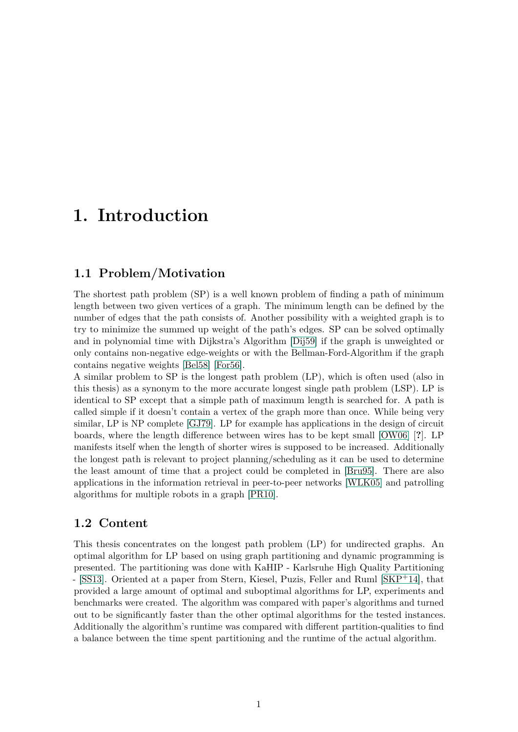# 1. Introduction

## 1.1 Problem/Motivation

The shortest path problem (SP) is a well known problem of finding a path of minimum length between two given vertices of a graph. The minimum length can be defined by the number of edges that the path consists of. Another possibility with a weighted graph is to try to minimize the summed up weight of the path's edges. SP can be solved optimally and in polynomial time with Dijkstra's Algorithm [Dij59] if the graph is unweighted or only contains non-negative edge-weights or with the Bellman-Ford-Algorithm if the graph contains negative weights [Bel58] [For56].

A similar problem to SP is the longest path problem (LP), which is often used (also in this thesis) as a synonym to the more accurate longest single path problem (LSP). LP is identical to SP except that a simple path of maximum length is searched for. A path is called simple if it doesn't contain a vertex of the graph more than once. While being very similar, LP is NP complete [GJ79]. LP for example has applications in the design of circuit boards, where the length difference between wires has to be kept small [OW06] [**?**]. LP manifests itself when the length of shorter wires is supposed to be increased. Additionally the longest path is relevant to project planning/scheduling as it can be used to determine the least amount of time that a project could be completed in [Bru95]. There are also applications in the information retrieval in peer-to-peer networks [WLK05] and patrolling algorithms for multiple robots in a graph [PR10].

## 1.2 Content

This thesis concentrates on the longest path problem (LP) for undirected graphs. An optimal algorithm for LP based on using graph partitioning and dynamic programming is presented. The partitioning was done with KaHIP - Karlsruhe High Quality Partitioning - [SS13]. Oriented at a paper from Stern, Kiesel, Puzis, Feller and Ruml [SKP+14], that provided a large amount of optimal and suboptimal algorithms for LP, experiments and benchmarks were created. The algorithm was compared with paper's algorithms and turned out to be significantly faster than the other optimal algorithms for the tested instances. Additionally the algorithm's runtime was compared with different partition-qualities to find a balance between the time spent partitioning and the runtime of the actual algorithm.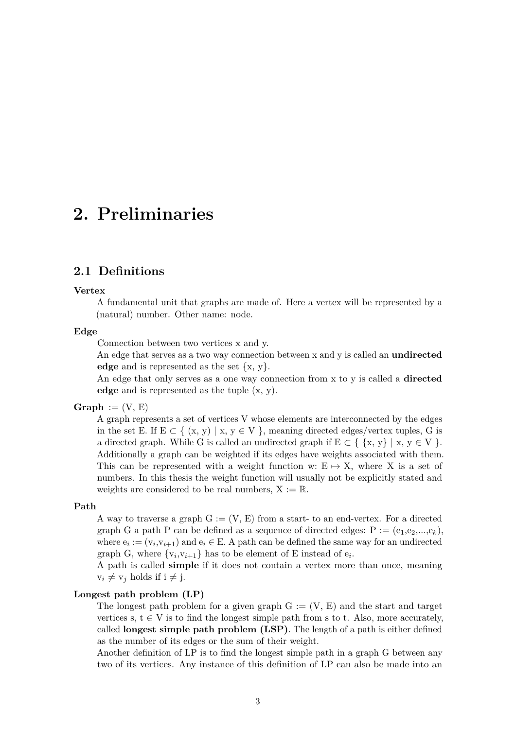# 2. Preliminaries

## 2.1 Definitions

**Vertex**

A fundamental unit that graphs are made of. Here a vertex will be represented by a (natural) number. Other name: node.

**Edge**

Connection between two vertices x and y.
An edge that serves as a two way connection between x and y is called an **undirected edge** and is represented as the set $\{x, y\}$.
An edge that only serves as a one way connection from x to y is called a **directed edge** and is represented as the tuple $(x, y)$.

**Graph** $:= (V, E)$

A graph represents a set of vertices V whose elements are interconnected by the edges in the set E. If $E \subset \{ (x, y) \mid x, y \in V \}$, meaning directed edges/vertex tuples, G is a directed graph. While G is called an undirected graph if $E \subset \{ \{x, y\} \mid x, y \in V \}$. Additionally a graph can be weighted if its edges have weights associated with them. This can be represented with a weight function $w\colon E \mapsto X$, where X is a set of numbers. In this thesis the weight function will usually not be explicitly stated and weights are considered to be real numbers, $X := \mathbb{R}$.

**Path**

A way to traverse a graph $G := (V, E)$ from a start- to an end-vertex. For a directed graph G a path P can be defined as a sequence of directed edges: $P := (e_1, e_2, ..., e_k)$, where $e_i := (v_i, v_{i+1})$ and $e_i \in E$. A path can be defined the same way for an undirected graph G, where $\{v_i, v_{i+1}\}$ has to be element of E instead of $e_i$.
A path is called **simple** if it does not contain a vertex more than once, meaning $v_i \neq v_j$ holds if $i \neq j$.

**Longest path problem (LP)**

The longest path problem for a given graph $G := (V, E)$ and the start and target vertices $s, t \in V$ is to find the longest simple path from s to t. Also, more accurately, called **longest simple path problem (LSP)**. The length of a path is either defined as the number of its edges or the sum of their weight.
Another definition of LP is to find the longest simple path in a graph G between any two of its vertices. Any instance of this definition of LP can also be made into an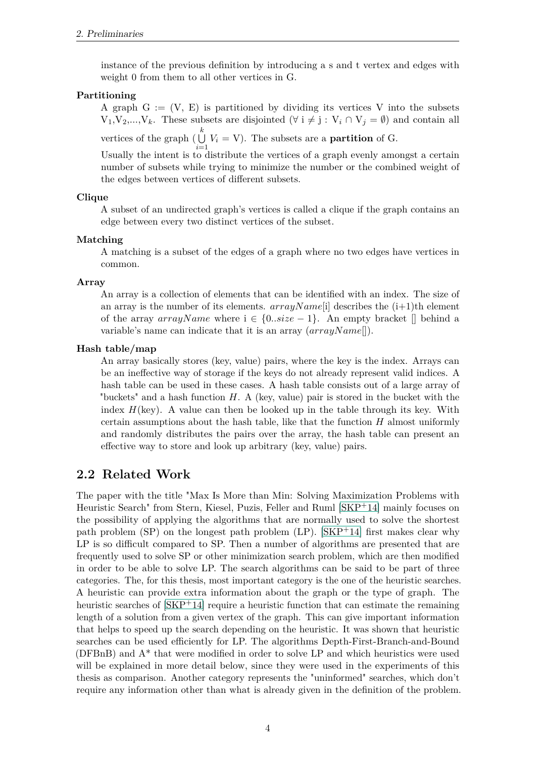instance of the previous definition by introducing a s and t vertex and edges with weight 0 from them to all other vertices in G.

**Partitioning**

A graph G := (V, E) is partitioned by dividing its vertices V into the subsets $V_1, V_2, ..., V_k$. These subsets are disjointed ($\forall$ i $\neq$ j : $V_i \cap V_j = \emptyset$) and contain all vertices of the graph ($\bigcup_{i=1}^{k} V_i$ = V). The subsets are a **partition** of G.

Usually the intent is to distribute the vertices of a graph evenly amongst a certain number of subsets while trying to minimize the number or the combined weight of the edges between vertices of different subsets.

**Clique**

A subset of an undirected graph's vertices is called a clique if the graph contains an edge between every two distinct vertices of the subset.

**Matching**

A matching is a subset of the edges of a graph where no two edges have vertices in common.

**Array**

An array is a collection of elements that can be identified with an index. The size of an array is the number of its elements. *arrayName*[i] describes the (i+1)th element of the array *arrayName* where i $\in \{0..size - 1\}$. An empty bracket [] behind a variable's name can indicate that it is an array (*arrayName*[]).

**Hash table/map**

An array basically stores (key, value) pairs, where the key is the index. Arrays can be an ineffective way of storage if the keys do not already represent valid indices. A hash table can be used in these cases. A hash table consists out of a large array of "buckets" and a hash function $H$. A (key, value) pair is stored in the bucket with the index $H$(key). A value can then be looked up in the table through its key. With certain assumptions about the hash table, like that the function $H$ almost uniformly and randomly distributes the pairs over the array, the hash table can present an effective way to store and look up arbitrary (key, value) pairs.

## 2.2 Related Work

The paper with the title "Max Is More than Min: Solving Maximization Problems with Heuristic Search" from Stern, Kiesel, Puzis, Feller and Ruml [SKP+14] mainly focuses on the possibility of applying the algorithms that are normally used to solve the shortest path problem (SP) on the longest path problem (LP). [SKP+14] first makes clear why LP is so difficult compared to SP. Then a number of algorithms are presented that are frequently used to solve SP or other minimization search problem, which are then modified in order to be able to solve LP. The search algorithms can be said to be part of three categories. The, for this thesis, most important category is the one of the heuristic searches. A heuristic can provide extra information about the graph or the type of graph. The heuristic searches of [SKP+14] require a heuristic function that can estimate the remaining length of a solution from a given vertex of the graph. This can give important information that helps to speed up the search depending on the heuristic. It was shown that heuristic searches can be used efficiently for LP. The algorithms Depth-First-Branch-and-Bound (DFBnB) and A* that were modified in order to solve LP and which heuristics were used will be explained in more detail below, since they were used in the experiments of this thesis as comparison. Another category represents the "uninformed" searches, which don't require any information other than what is already given in the definition of the problem.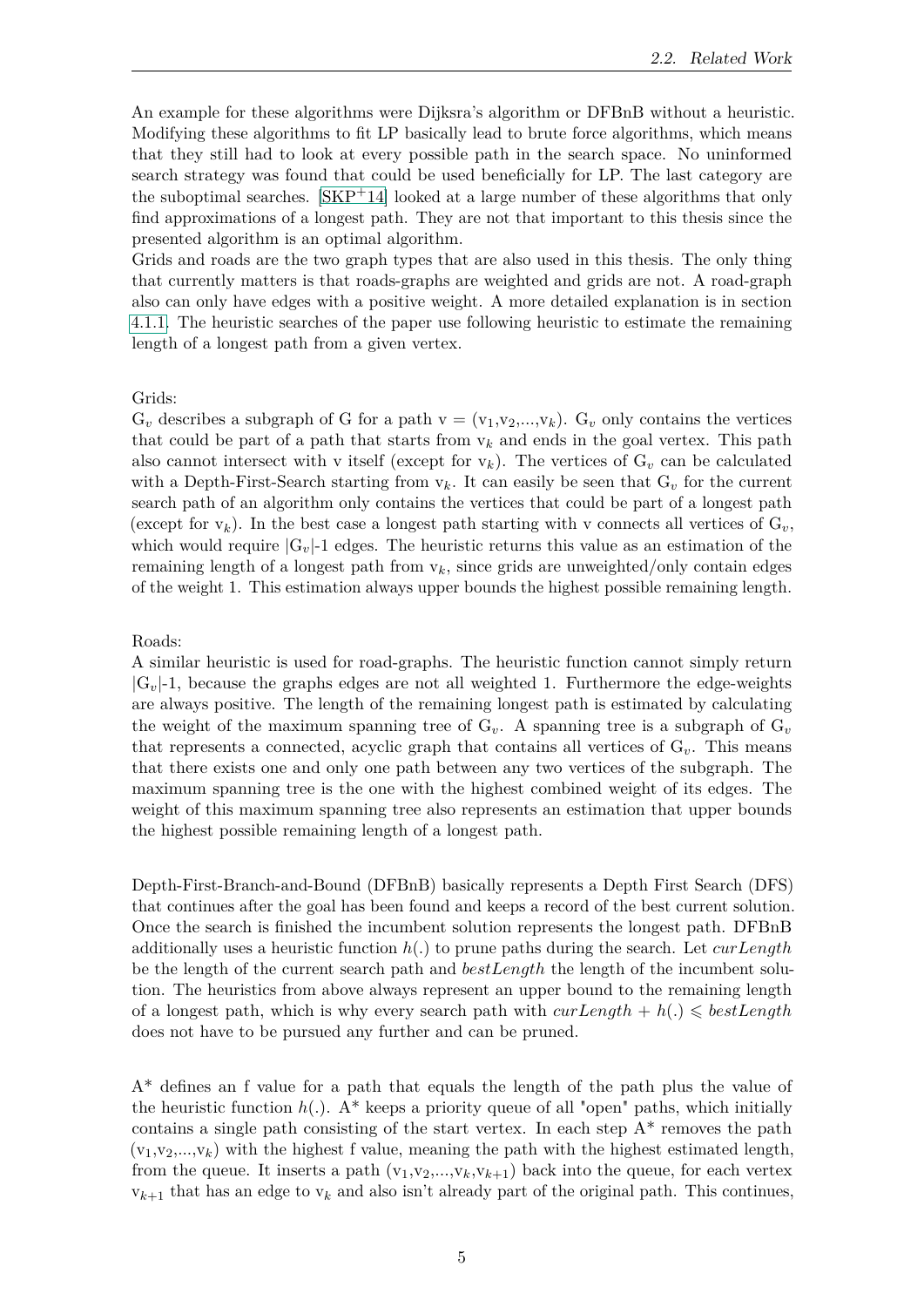An example for these algorithms were Dijksra's algorithm or DFBnB without a heuristic. Modifying these algorithms to fit LP basically lead to brute force algorithms, which means that they still had to look at every possible path in the search space. No uninformed search strategy was found that could be used beneficially for LP. The last category are the suboptimal searches. [SKP+14] looked at a large number of these algorithms that only find approximations of a longest path. They are not that important to this thesis since the presented algorithm is an optimal algorithm.
Grids and roads are the two graph types that are also used in this thesis. The only thing that currently matters is that roads-graphs are weighted and grids are not. A road-graph also can only have edges with a positive weight. A more detailed explanation is in section 4.1.1. The heuristic searches of the paper use following heuristic to estimate the remaining length of a longest path from a given vertex.

Grids:
$G_v$ describes a subgraph of G for a path v = ($v_1$,$v_2$,...,$v_k$). $G_v$ only contains the vertices that could be part of a path that starts from $v_k$ and ends in the goal vertex. This path also cannot intersect with v itself (except for $v_k$). The vertices of $G_v$ can be calculated with a Depth-First-Search starting from $v_k$. It can easily be seen that $G_v$ for the current search path of an algorithm only contains the vertices that could be part of a longest path (except for $v_k$). In the best case a longest path starting with v connects all vertices of $G_v$, which would require $|G_v|$-1 edges. The heuristic returns this value as an estimation of the remaining length of a longest path from $v_k$, since grids are unweighted/only contain edges of the weight 1. This estimation always upper bounds the highest possible remaining length.

Roads:
A similar heuristic is used for road-graphs. The heuristic function cannot simply return $|G_v|$-1, because the graphs edges are not all weighted 1. Furthermore the edge-weights are always positive. The length of the remaining longest path is estimated by calculating the weight of the maximum spanning tree of $G_v$. A spanning tree is a subgraph of $G_v$ that represents a connected, acyclic graph that contains all vertices of $G_v$. This means that there exists one and only one path between any two vertices of the subgraph. The maximum spanning tree is the one with the highest combined weight of its edges. The weight of this maximum spanning tree also represents an estimation that upper bounds the highest possible remaining length of a longest path.

Depth-First-Branch-and-Bound (DFBnB) basically represents a Depth First Search (DFS) that continues after the goal has been found and keeps a record of the best current solution. Once the search is finished the incumbent solution represents the longest path. DFBnB additionally uses a heuristic function $h(.)$ to prune paths during the search. Let *curLength* be the length of the current search path and *bestLength* the length of the incumbent solution. The heuristics from above always represent an upper bound to the remaining length of a longest path, which is why every search path with $curLength + h(.) \leqslant bestLength$ does not have to be pursued any further and can be pruned.

A* defines an f value for a path that equals the length of the path plus the value of the heuristic function $h(.)$. A* keeps a priority queue of all "open" paths, which initially contains a single path consisting of the start vertex. In each step A* removes the path ($v_1$,$v_2$,...,$v_k$) with the highest f value, meaning the path with the highest estimated length, from the queue. It inserts a path ($v_1$,$v_2$,...,$v_k$,$v_{k+1}$) back into the queue, for each vertex $v_{k+1}$ that has an edge to $v_k$ and also isn't already part of the original path. This continues,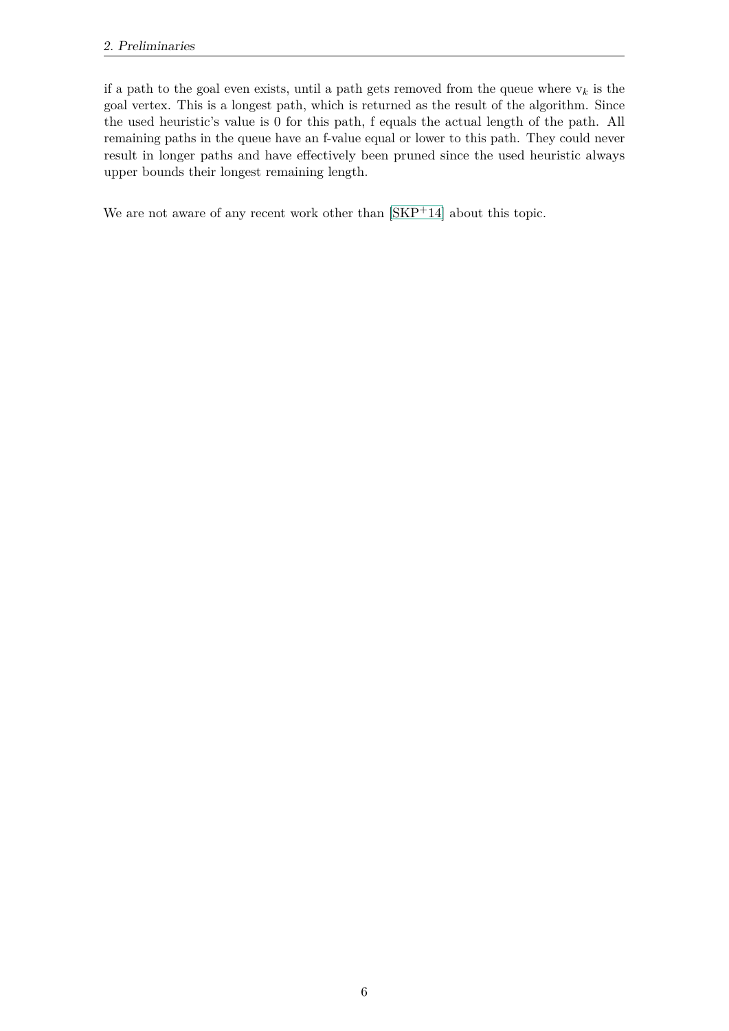if a path to the goal even exists, until a path gets removed from the queue where $v_k$ is the goal vertex. This is a longest path, which is returned as the result of the algorithm. Since the used heuristic's value is 0 for this path, f equals the actual length of the path. All remaining paths in the queue have an f-value equal or lower to this path. They could never result in longer paths and have effectively been pruned since the used heuristic always upper bounds their longest remaining length.

We are not aware of any recent work other than [SKP+14] about this topic.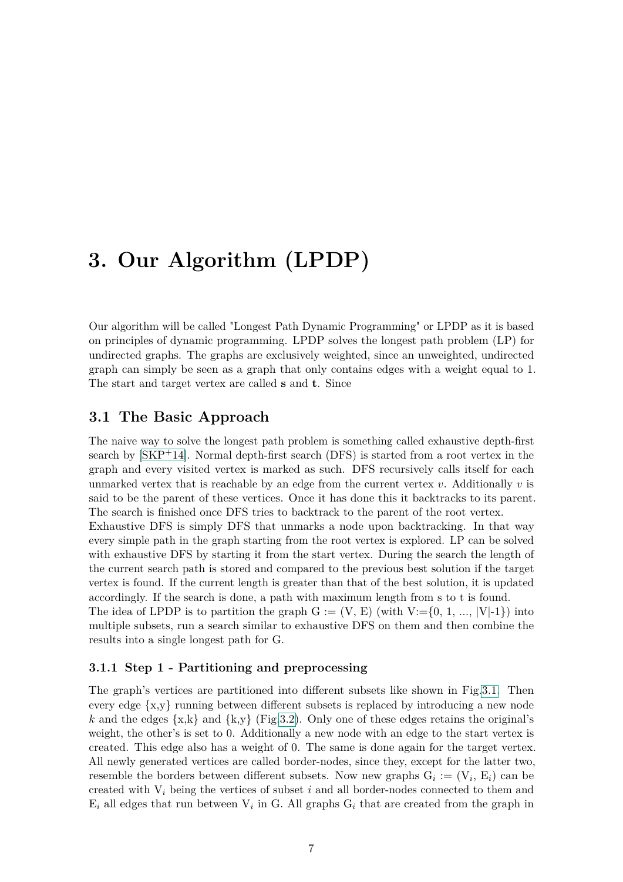# 3. Our Algorithm (LPDP)

Our algorithm will be called "Longest Path Dynamic Programming" or LPDP as it is based on principles of dynamic programming. LPDP solves the longest path problem (LP) for undirected graphs. The graphs are exclusively weighted, since an unweighted, undirected graph can simply be seen as a graph that only contains edges with a weight equal to 1. The start and target vertex are called **s** and **t**. Since

## 3.1 The Basic Approach

The naive way to solve the longest path problem is something called exhaustive depth-first search by [SKP+14]. Normal depth-first search (DFS) is started from a root vertex in the graph and every visited vertex is marked as such. DFS recursively calls itself for each unmarked vertex that is reachable by an edge from the current vertex $v$. Additionally $v$ is said to be the parent of these vertices. Once it has done this it backtracks to its parent. The search is finished once DFS tries to backtrack to the parent of the root vertex.
Exhaustive DFS is simply DFS that unmarks a node upon backtracking. In that way every simple path in the graph starting from the root vertex is explored. LP can be solved with exhaustive DFS by starting it from the start vertex. During the search the length of the current search path is stored and compared to the previous best solution if the target vertex is found. If the current length is greater than that of the best solution, it is updated accordingly. If the search is done, a path with maximum length from s to t is found.
The idea of LPDP is to partition the graph G := (V, E) (with V:={0, 1, ..., |V|-1}) into multiple subsets, run a search similar to exhaustive DFS on them and then combine the results into a single longest path for G.

### 3.1.1 Step 1 - Partitioning and preprocessing

The graph's vertices are partitioned into different subsets like shown in Fig.3.1. Then every edge {x,y} running between different subsets is replaced by introducing a new node $k$ and the edges {x,k} and {k,y} (Fig.3.2). Only one of these edges retains the original's weight, the other's is set to 0. Additionally a new node with an edge to the start vertex is created. This edge also has a weight of 0. The same is done again for the target vertex. All newly generated vertices are called border-nodes, since they, except for the latter two, resemble the borders between different subsets. Now new graphs $G_i := (V_i, E_i)$ can be created with $V_i$ being the vertices of subset $i$ and all border-nodes connected to them and $E_i$ all edges that run between $V_i$ in G. All graphs $G_i$ that are created from the graph in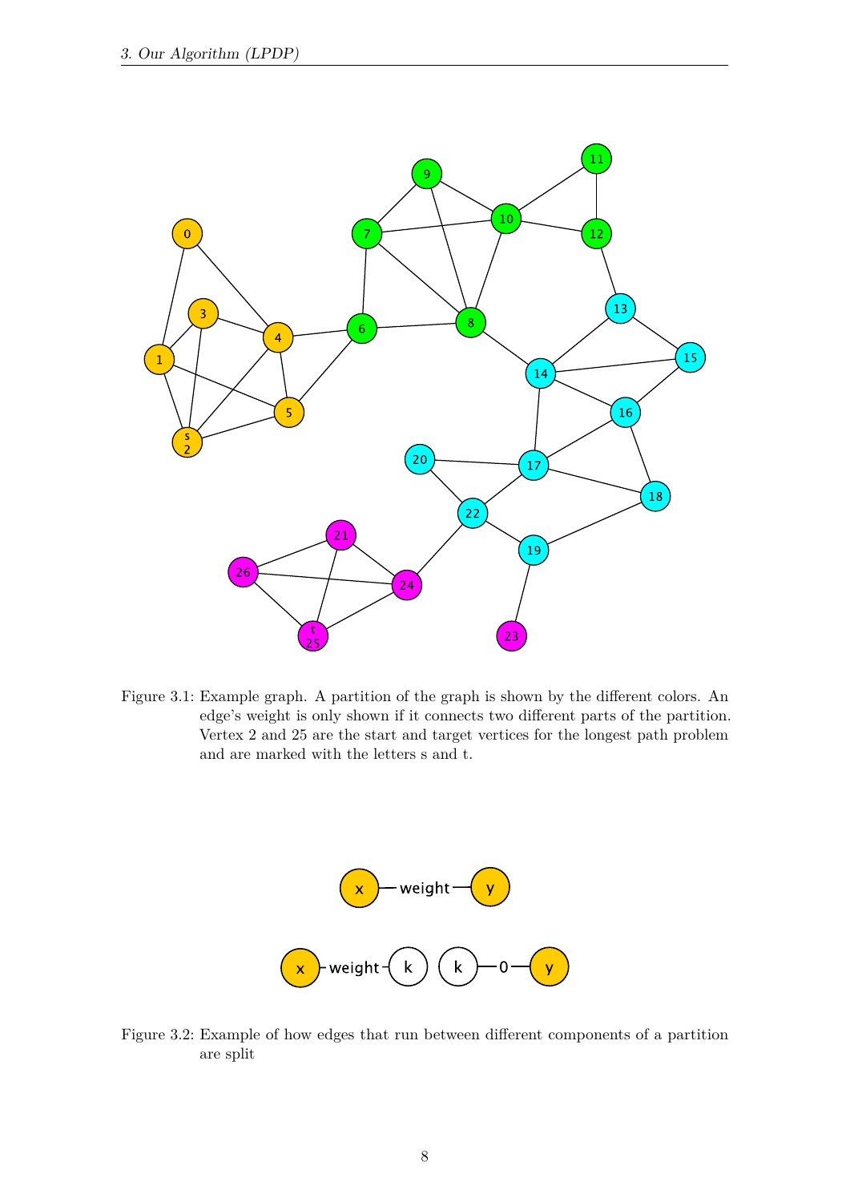Figure 3.1: Example graph. A partition of the graph is shown by the different colors. An edge's weight is only shown if it connects two different parts of the partition. Vertex 2 and 25 are the start and target vertices for the longest path problem and are marked with the letters s and t.

Figure 3.2: Example of how edges that run between different components of a partition are split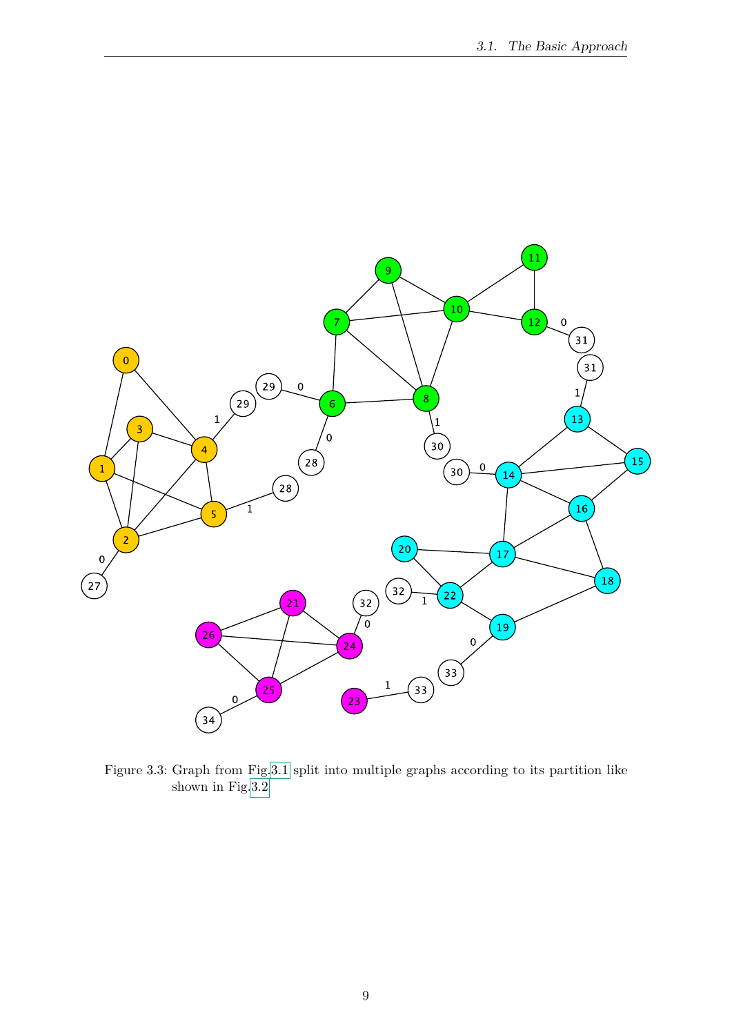Figure 3.3: Graph from Fig. 3.1 split into multiple graphs according to its partition like shown in Fig. 3.2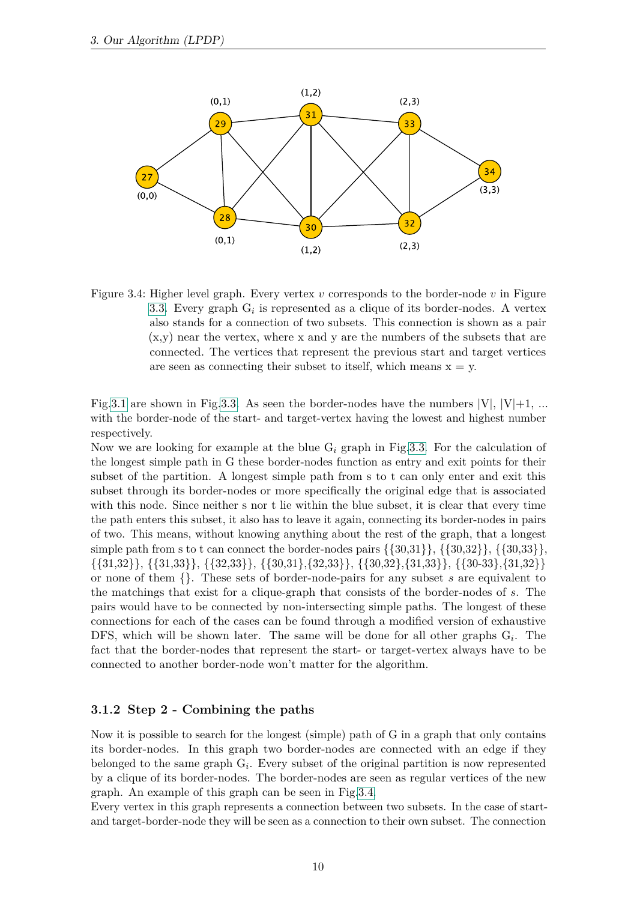Figure 3.4: Higher level graph. Every vertex $v$ corresponds to the border-node $v$ in Figure 3.3. Every graph $G_i$ is represented as a clique of its border-nodes. A vertex also stands for a connection of two subsets. This connection is shown as a pair (x,y) near the vertex, where x and y are the numbers of the subsets that are connected. The vertices that represent the previous start and target vertices are seen as connecting their subset to itself, which means x = y.

Fig.3.1 are shown in Fig.3.3. As seen the border-nodes have the numbers |V|, |V|+1, ... with the border-node of the start- and target-vertex having the lowest and highest number respectively.

Now we are looking for example at the blue $G_i$ graph in Fig.3.3. For the calculation of the longest simple path in G these border-nodes function as entry and exit points for their subset of the partition. A longest simple path from s to t can only enter and exit this subset through its border-nodes or more specifically the original edge that is associated with this node. Since neither s nor t lie within the blue subset, it is clear that every time the path enters this subset, it also has to leave it again, connecting its border-nodes in pairs of two. This means, without knowing anything about the rest of the graph, that a longest simple path from s to t can connect the border-nodes pairs {{30,31}}, {{30,32}}, {{30,33}}, {{31,32}}, {{31,33}}, {{32,33}}, {{30,31},{32,33}}, {{30,32},{31,33}}, {{30-33},{31,32}} or none of them {}. These sets of border-node-pairs for any subset $s$ are equivalent to the matchings that exist for a clique-graph that consists of the border-nodes of $s$. The pairs would have to be connected by non-intersecting simple paths. The longest of these connections for each of the cases can be found through a modified version of exhaustive DFS, which will be shown later. The same will be done for all other graphs $G_i$. The fact that the border-nodes that represent the start- or target-vertex always have to be connected to another border-node won't matter for the algorithm.

### 3.1.2 Step 2 - Combining the paths

Now it is possible to search for the longest (simple) path of G in a graph that only contains its border-nodes. In this graph two border-nodes are connected with an edge if they belonged to the same graph $G_i$. Every subset of the original partition is now represented by a clique of its border-nodes. The border-nodes are seen as regular vertices of the new graph. An example of this graph can be seen in Fig.3.4.

Every vertex in this graph represents a connection between two subsets. In the case of start- and target-border-node they will be seen as a connection to their own subset. The connection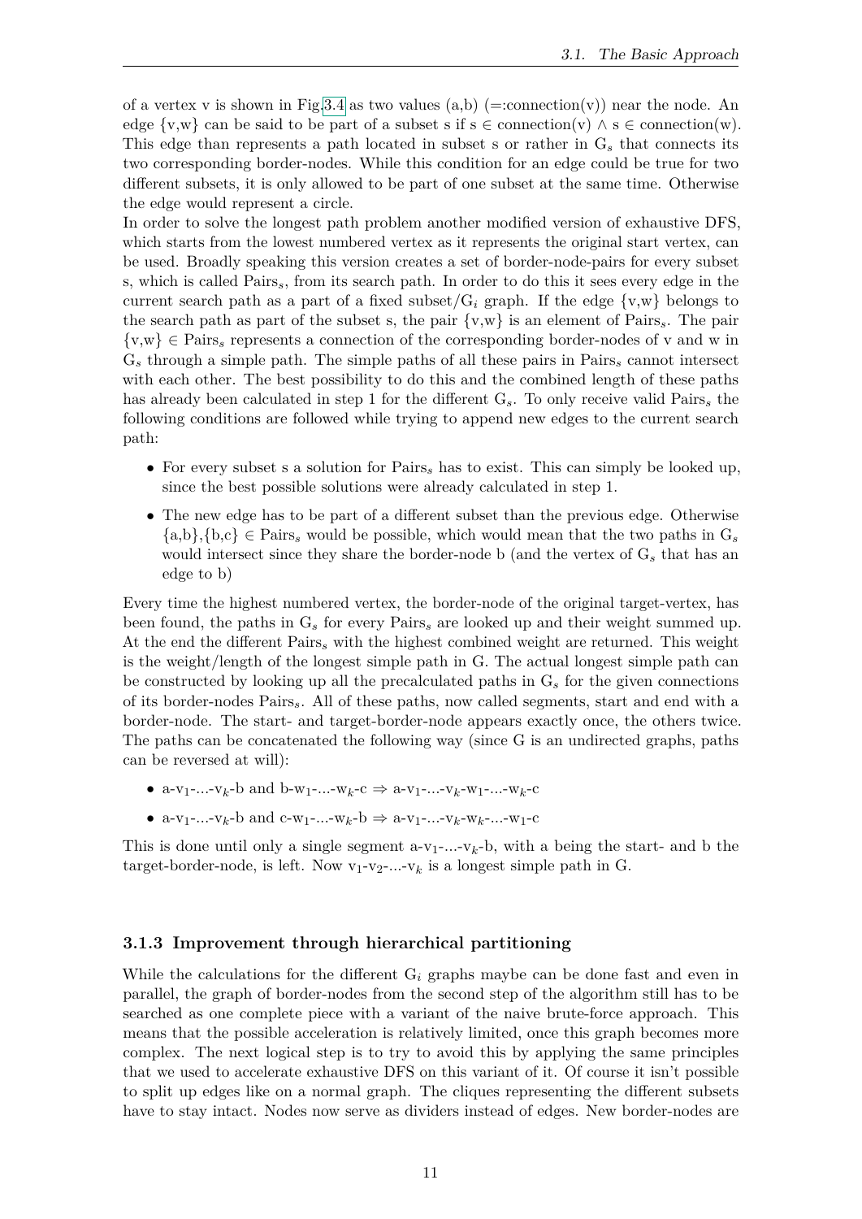of a vertex v is shown in Fig.3.4 as two values (a,b) (=:connection(v)) near the node. An edge {v,w} can be said to be part of a subset s if $s \in \text{connection}(v) \wedge s \in \text{connection}(w)$. This edge than represents a path located in subset s or rather in $G_s$ that connects its two corresponding border-nodes. While this condition for an edge could be true for two different subsets, it is only allowed to be part of one subset at the same time. Otherwise the edge would represent a circle.

In order to solve the longest path problem another modified version of exhaustive DFS, which starts from the lowest numbered vertex as it represents the original start vertex, can be used. Broadly speaking this version creates a set of border-node-pairs for every subset s, which is called $\text{Pairs}_s$, from its search path. In order to do this it sees every edge in the current search path as a part of a fixed subset/$G_i$ graph. If the edge {v,w} belongs to the search path as part of the subset s, the pair {v,w} is an element of $\text{Pairs}_s$. The pair $\{v,w\} \in \text{Pairs}_s$ represents a connection of the corresponding border-nodes of v and w in $G_s$ through a simple path. The simple paths of all these pairs in $\text{Pairs}_s$ cannot intersect with each other. The best possibility to do this and the combined length of these paths has already been calculated in step 1 for the different $G_s$. To only receive valid $\text{Pairs}_s$ the following conditions are followed while trying to append new edges to the current search path:

- For every subset s a solution for $\text{Pairs}_s$ has to exist. This can simply be looked up, since the best possible solutions were already calculated in step 1.
- The new edge has to be part of a different subset than the previous edge. Otherwise $\{a,b\},\{b,c\} \in \text{Pairs}_s$ would be possible, which would mean that the two paths in $G_s$ would intersect since they share the border-node b (and the vertex of $G_s$ that has an edge to b)

Every time the highest numbered vertex, the border-node of the original target-vertex, has been found, the paths in $G_s$ for every $\text{Pairs}_s$ are looked up and their weight summed up. At the end the different $\text{Pairs}_s$ with the highest combined weight are returned. This weight is the weight/length of the longest simple path in G. The actual longest simple path can be constructed by looking up all the precalculated paths in $G_s$ for the given connections of its border-nodes $\text{Pairs}_s$. All of these paths, now called segments, start and end with a border-node. The start- and target-border-node appears exactly once, the others twice. The paths can be concatenated the following way (since G is an undirected graphs, paths can be reversed at will):

- a-$v_1$-...-$v_k$-b and b-$w_1$-...-$w_k$-c $\Rightarrow$ a-$v_1$-...-$v_k$-$w_1$-...-$w_k$-c
- a-$v_1$-...-$v_k$-b and c-$w_1$-...-$w_k$-b $\Rightarrow$ a-$v_1$-...-$v_k$-$w_k$-...-$w_1$-c

This is done until only a single segment a-$v_1$-...-$v_k$-b, with a being the start- and b the target-border-node, is left. Now $v_1$-$v_2$-...-$v_k$ is a longest simple path in G.

### 3.1.3 Improvement through hierarchical partitioning

While the calculations for the different $G_i$ graphs maybe can be done fast and even in parallel, the graph of border-nodes from the second step of the algorithm still has to be searched as one complete piece with a variant of the naive brute-force approach. This means that the possible acceleration is relatively limited, once this graph becomes more complex. The next logical step is to try to avoid this by applying the same principles that we used to accelerate exhaustive DFS on this variant of it. Of course it isn't possible to split up edges like on a normal graph. The cliques representing the different subsets have to stay intact. Nodes now serve as dividers instead of edges. New border-nodes are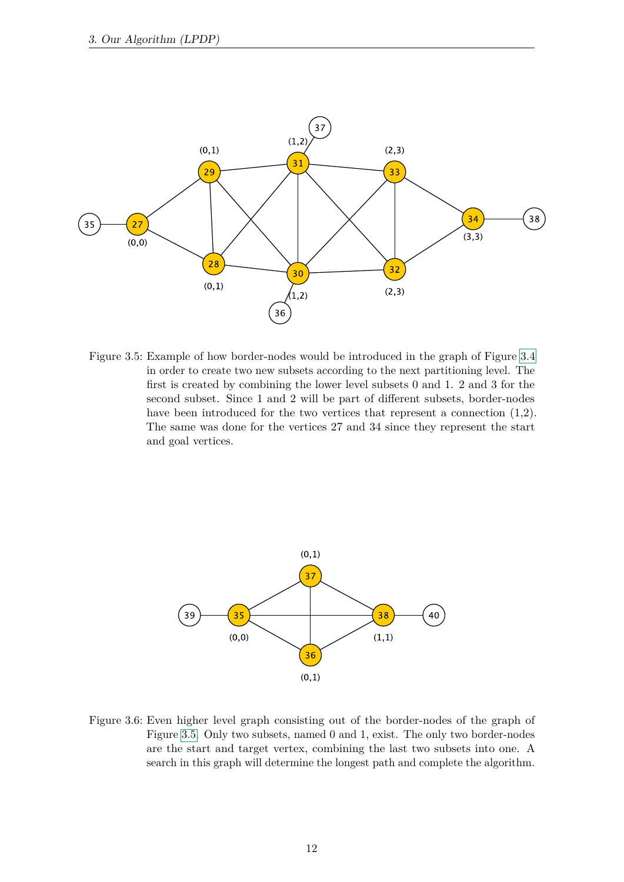Figure 3.5: Example of how border-nodes would be introduced in the graph of Figure 3.4 in order to create two new subsets according to the next partitioning level. The first is created by combining the lower level subsets 0 and 1. 2 and 3 for the second subset. Since 1 and 2 will be part of different subsets, border-nodes have been introduced for the two vertices that represent a connection (1,2). The same was done for the vertices 27 and 34 since they represent the start and goal vertices.

Figure 3.6: Even higher level graph consisting out of the border-nodes of the graph of Figure 3.5. Only two subsets, named 0 and 1, exist. The only two border-nodes are the start and target vertex, combining the last two subsets into one. A search in this graph will determine the longest path and complete the algorithm.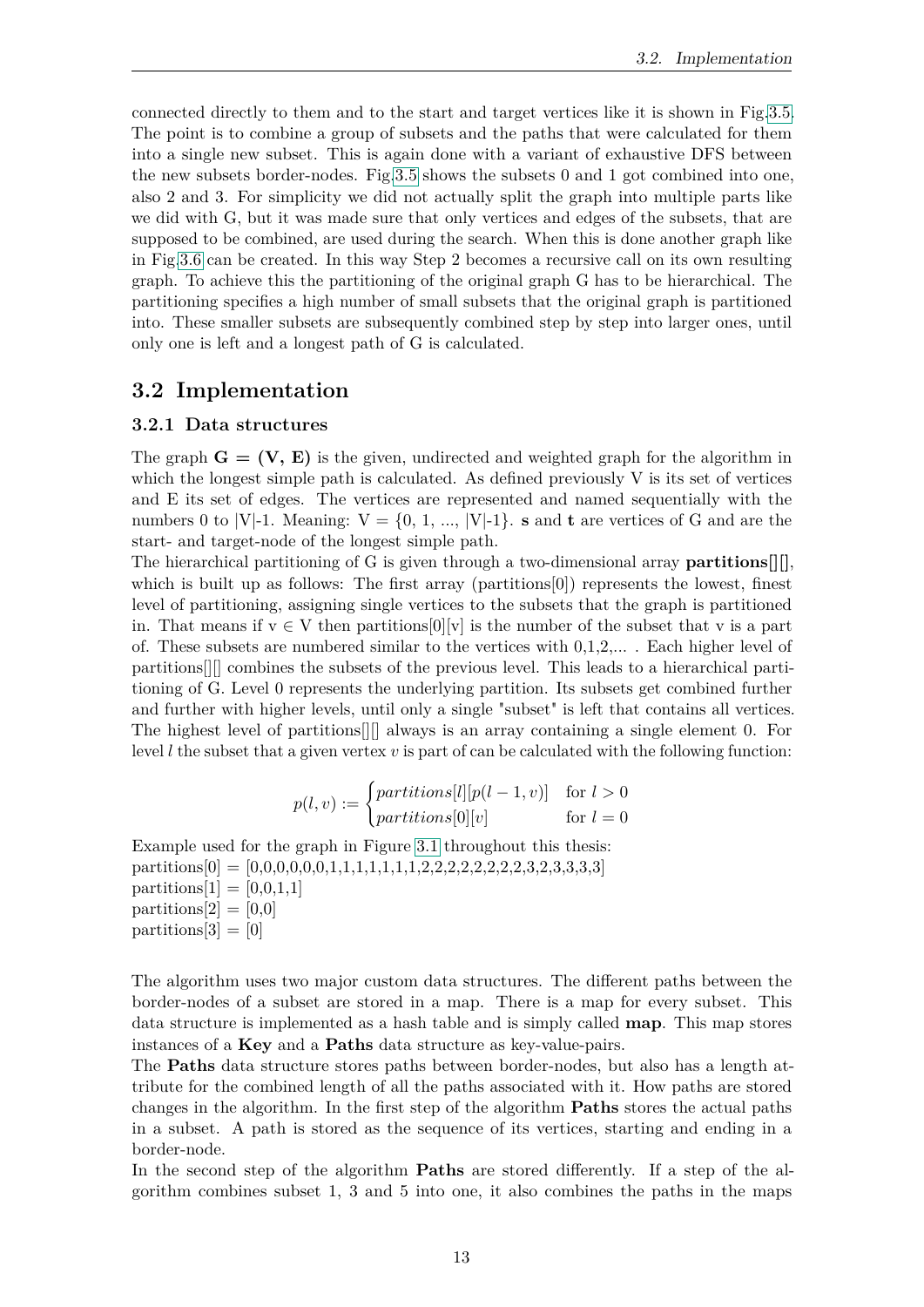connected directly to them and to the start and target vertices like it is shown in Fig.3.5. The point is to combine a group of subsets and the paths that were calculated for them into a single new subset. This is again done with a variant of exhaustive DFS between the new subsets border-nodes. Fig.3.5 shows the subsets 0 and 1 got combined into one, also 2 and 3. For simplicity we did not actually split the graph into multiple parts like we did with G, but it was made sure that only vertices and edges of the subsets, that are supposed to be combined, are used during the search. When this is done another graph like in Fig.3.6 can be created. In this way Step 2 becomes a recursive call on its own resulting graph. To achieve this the partitioning of the original graph G has to be hierarchical. The partitioning specifies a high number of small subsets that the original graph is partitioned into. These smaller subsets are subsequently combined step by step into larger ones, until only one is left and a longest path of G is calculated.

## 3.2 Implementation

### 3.2.1 Data structures

The graph **G = (V, E)** is the given, undirected and weighted graph for the algorithm in which the longest simple path is calculated. As defined previously V is its set of vertices and E its set of edges. The vertices are represented and named sequentially with the numbers 0 to |V|-1. Meaning: V = {0, 1, ..., |V|-1}. **s** and **t** are vertices of G and are the start- and target-node of the longest simple path.

The hierarchical partitioning of G is given through a two-dimensional array **partitions[][]**, which is built up as follows: The first array (partitions[0]) represents the lowest, finest level of partitioning, assigning single vertices to the subsets that the graph is partitioned in. That means if v ∈ V then partitions[0][v] is the number of the subset that v is a part of. These subsets are numbered similar to the vertices with 0,1,2,... . Each higher level of partitions[][] combines the subsets of the previous level. This leads to a hierarchical partitioning of G. Level 0 represents the underlying partition. Its subsets get combined further and further with higher levels, until only a single "subset" is left that contains all vertices. The highest level of partitions[][] always is an array containing a single element 0. For level $l$ the subset that a given vertex $v$ is part of can be calculated with the following function:

$$p(l, v) := \begin{cases} partitions[l][p(l-1, v)] & \text{for } l > 0 \\ partitions[0][v] & \text{for } l = 0 \end{cases}$$

Example used for the graph in Figure 3.1 throughout this thesis:
partitions[0] = [0,0,0,0,0,0,1,1,1,1,1,1,1,2,2,2,2,2,2,2,2,3,2,3,3,3,3]
partitions[1] = [0,0,1,1]
partitions[2] = [0,0]
partitions[3] = [0]

The algorithm uses two major custom data structures. The different paths between the border-nodes of a subset are stored in a map. There is a map for every subset. This data structure is implemented as a hash table and is simply called **map**. This map stores instances of a **Key** and a **Paths** data structure as key-value-pairs.

The **Paths** data structure stores paths between border-nodes, but also has a length attribute for the combined length of all the paths associated with it. How paths are stored changes in the algorithm. In the first step of the algorithm **Paths** stores the actual paths in a subset. A path is stored as the sequence of its vertices, starting and ending in a border-node.

In the second step of the algorithm **Paths** are stored differently. If a step of the algorithm combines subset 1, 3 and 5 into one, it also combines the paths in the maps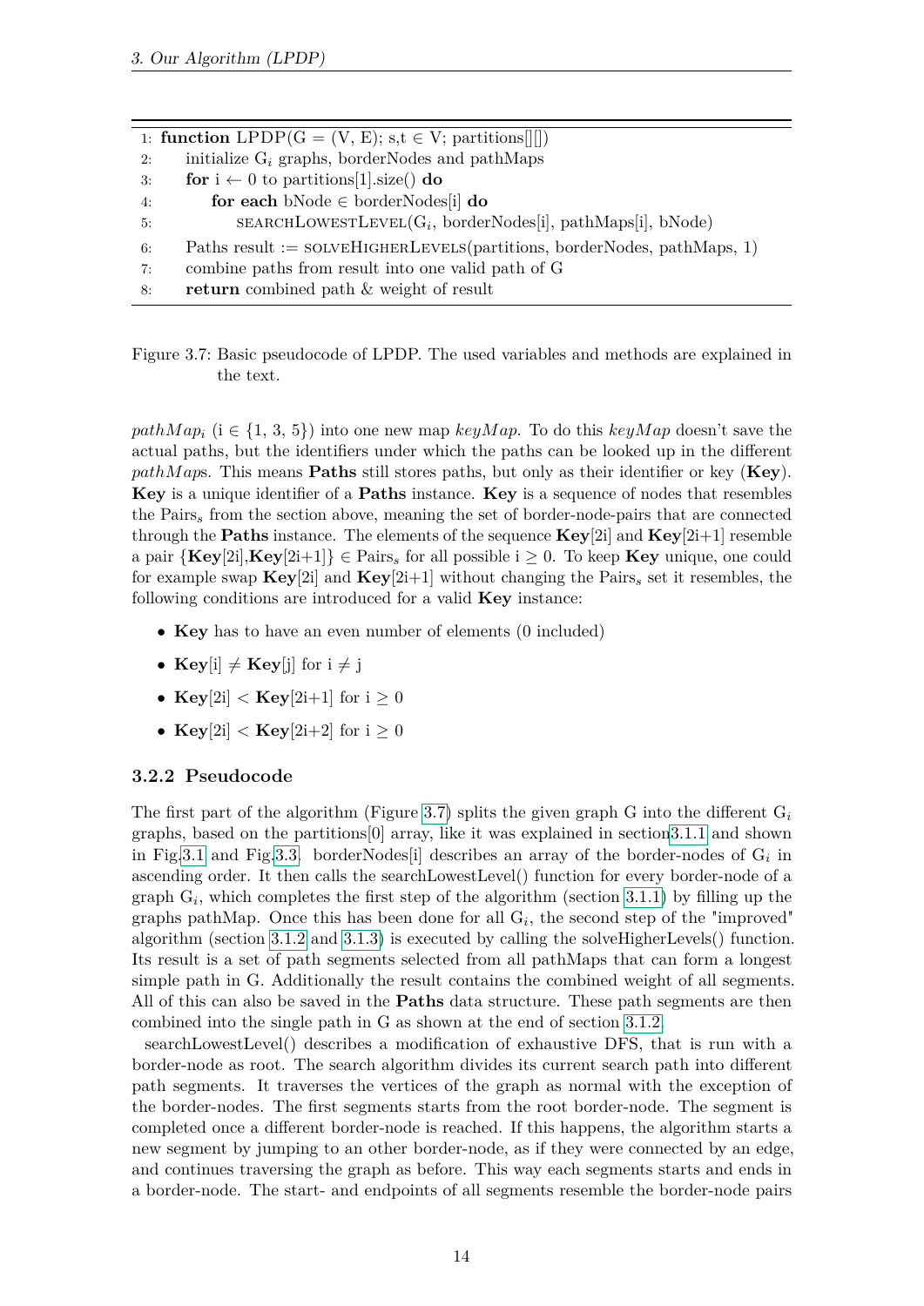```
1: function LPDP(G = (V, E); s,t ∈ V; partitions[][])
2:     initialize G_i graphs, borderNodes and pathMaps
3:     for i ← 0 to partitions[1].size() do
4:         for each bNode ∈ borderNodes[i] do
5:             SEARCHLOWESTLEVEL(G_i, borderNodes[i], pathMaps[i], bNode)
6:     Paths result := SOLVEHIGHERLEVELS(partitions, borderNodes, pathMaps, 1)
7:     combine paths from result into one valid path of G
8:     return combined path & weight of result
```

Figure 3.7: Basic pseudocode of LPDP. The used variables and methods are explained in the text.

*pathMap*$_i$ (i ∈ {1, 3, 5}) into one new map *keyMap*. To do this *keyMap* doesn't save the actual paths, but the identifiers under which the paths can be looked up in the different *pathMap*s. This means **Paths** still stores paths, but only as their identifier or key (**Key**). **Key** is a unique identifier of a **Paths** instance. **Key** is a sequence of nodes that resembles the Pairs$_s$ from the section above, meaning the set of border-node-pairs that are connected through the **Paths** instance. The elements of the sequence **Key**[2i] and **Key**[2i+1] resemble a pair {**Key**[2i],**Key**[2i+1]} ∈ Pairs$_s$ for all possible $i \geq 0$. To keep **Key** unique, one could for example swap **Key**[2i] and **Key**[2i+1] without changing the Pairs$_s$ set it resembles, the following conditions are introduced for a valid **Key** instance:

- **Key** has to have an even number of elements (0 included)
- **Key**[i] ≠ **Key**[j] for i ≠ j
- **Key**[2i] < **Key**[2i+1] for $i \geq 0$
- **Key**[2i] < **Key**[2i+2] for $i \geq 0$

### 3.2.2 Pseudocode

The first part of the algorithm (Figure 3.7) splits the given graph G into the different G$_i$ graphs, based on the partitions[0] array, like it was explained in section3.1.1 and shown in Fig.3.1 and Fig.3.3. borderNodes[i] describes an array of the border-nodes of G$_i$ in ascending order. It then calls the searchLowestLevel() function for every border-node of a graph G$_i$, which completes the first step of the algorithm (section 3.1.1) by filling up the graphs pathMap. Once this has been done for all G$_i$, the second step of the "improved" algorithm (section 3.1.2 and 3.1.3) is executed by calling the solveHigherLevels() function. Its result is a set of path segments selected from all pathMaps that can form a longest simple path in G. Additionally the result contains the combined weight of all segments. All of this can also be saved in the **Paths** data structure. These path segments are then combined into the single path in G as shown at the end of section 3.1.2.

searchLowestLevel() describes a modification of exhaustive DFS, that is run with a border-node as root. The search algorithm divides its current search path into different path segments. It traverses the vertices of the graph as normal with the exception of the border-nodes. The first segments starts from the root border-node. The segment is completed once a different border-node is reached. If this happens, the algorithm starts a new segment by jumping to an other border-node, as if they were connected by an edge, and continues traversing the graph as before. This way each segments starts and ends in a border-node. The start- and endpoints of all segments resemble the border-node pairs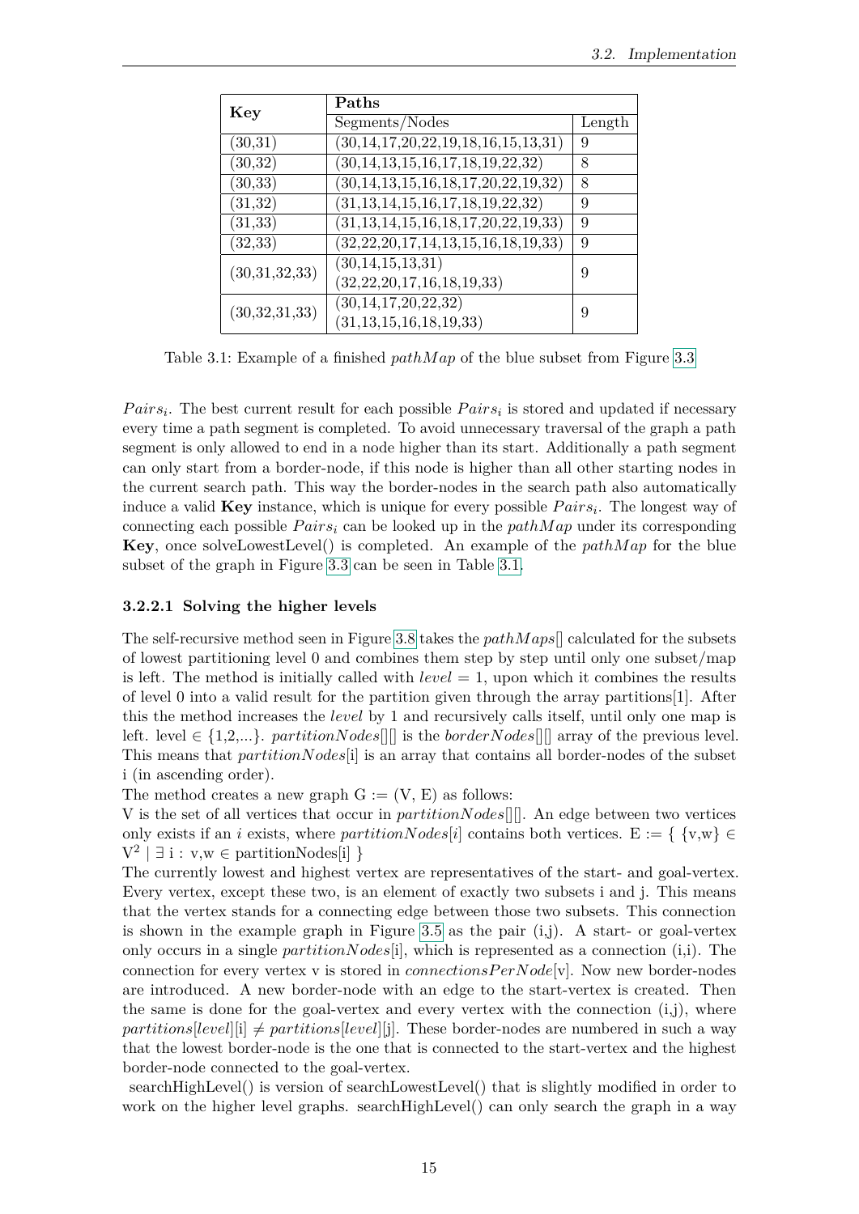| Key | Paths | |
|---|---|---|
| | Segments/Nodes | Length |
| (30,31) | (30,14,17,20,22,19,18,16,15,13,31) | 9 |
| (30,32) | (30,14,13,15,16,17,18,19,22,32) | 8 |
| (30,33) | (30,14,13,15,16,18,17,20,22,19,32) | 8 |
| (31,32) | (31,13,14,15,16,17,18,19,22,32) | 9 |
| (31,33) | (31,13,14,15,16,18,17,20,22,19,33) | 9 |
| (32,33) | (32,22,20,17,14,13,15,16,18,19,33) | 9 |
| (30,31,32,33) | (30,14,15,13,31)<br>(32,22,20,17,16,18,19,33) | 9 |
| (30,32,31,33) | (30,14,17,20,22,32)<br>(31,13,15,16,18,19,33) | 9 |

Table 3.1: Example of a finished *pathMap* of the blue subset from Figure 3.3

$Pairs_i$. The best current result for each possible $Pairs_i$ is stored and updated if necessary every time a path segment is completed. To avoid unnecessary traversal of the graph a path segment is only allowed to end in a node higher than its start. Additionally a path segment can only start from a border-node, if this node is higher than all other starting nodes in the current search path. This way the border-nodes in the search path also automatically induce a valid **Key** instance, which is unique for every possible $Pairs_i$. The longest way of connecting each possible $Pairs_i$ can be looked up in the *pathMap* under its corresponding **Key**, once solveLowestLevel() is completed. An example of the *pathMap* for the blue subset of the graph in Figure 3.3 can be seen in Table 3.1.

#### 3.2.2.1 Solving the higher levels

The self-recursive method seen in Figure 3.8 takes the *pathMaps*[] calculated for the subsets of lowest partitioning level 0 and combines them step by step until only one subset/map is left. The method is initially called with $level = 1$, upon which it combines the results of level 0 into a valid result for the partition given through the array partitions[1]. After this the method increases the *level* by 1 and recursively calls itself, until only one map is left. level ∈ {1,2,...}. *partitionNodes*[][] is the *borderNodes*[][] array of the previous level. This means that *partitionNodes*[i] is an array that contains all border-nodes of the subset i (in ascending order).

The method creates a new graph G := (V, E) as follows:

V is the set of all vertices that occur in *partitionNodes*[][]. An edge between two vertices only exists if an *i* exists, where *partitionNodes*[*i*] contains both vertices. $E := \{ \{v,w\} \in V^2 \mid \exists\ i : v,w \in \text{partitionNodes}[i] \}$

The currently lowest and highest vertex are representatives of the start- and goal-vertex. Every vertex, except these two, is an element of exactly two subsets i and j. This means that the vertex stands for a connecting edge between those two subsets. This connection is shown in the example graph in Figure 3.5 as the pair (i,j). A start- or goal-vertex only occurs in a single *partitionNodes*[i], which is represented as a connection (i,i). The connection for every vertex v is stored in *connectionsPerNode*[v]. Now new border-nodes are introduced. A new border-node with an edge to the start-vertex is created. Then the same is done for the goal-vertex and every vertex with the connection (i,j), where *partitions*[*level*][i] ≠ *partitions*[*level*][j]. These border-nodes are numbered in such a way that the lowest border-node is the one that is connected to the start-vertex and the highest border-node connected to the goal-vertex.

searchHighLevel() is version of searchLowestLevel() that is slightly modified in order to work on the higher level graphs. searchHighLevel() can only search the graph in a way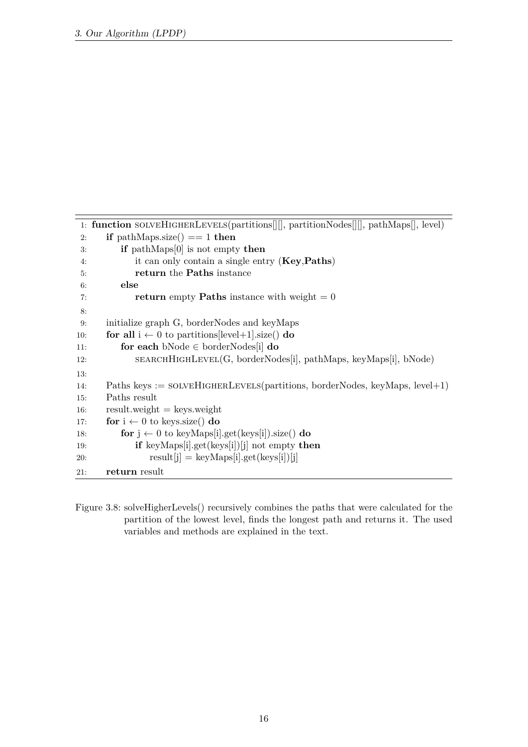```
1: function solveHigherLevels(partitions[][], partitionNodes[][], pathMaps[], level)
2:     if pathMaps.size() == 1 then
3:         if pathMaps[0] is not empty then
4:             it can only contain a single entry (Key,Paths)
5:             return the Paths instance
6:         else
7:             return empty Paths instance with weight = 0
8:
9:     initialize graph G, borderNodes and keyMaps
10:    for all i ← 0 to partitions[level+1].size() do
11:        for each bNode ∈ borderNodes[i] do
12:            searchHighLevel(G, borderNodes[i], pathMaps, keyMaps[i], bNode)
13:
14:    Paths keys := solveHigherLevels(partitions, borderNodes, keyMaps, level+1)
15:    Paths result
16:    result.weight = keys.weight
17:    for i ← 0 to keys.size() do
18:        for j ← 0 to keyMaps[i].get(keys[i]).size() do
19:            if keyMaps[i].get(keys[i])[j] not empty then
20:                result[j] = keyMaps[i].get(keys[i])[j]
21:    return result
```

Figure 3.8: solveHigherLevels() recursively combines the paths that were calculated for the partition of the lowest level, finds the longest path and returns it. The used variables and methods are explained in the text.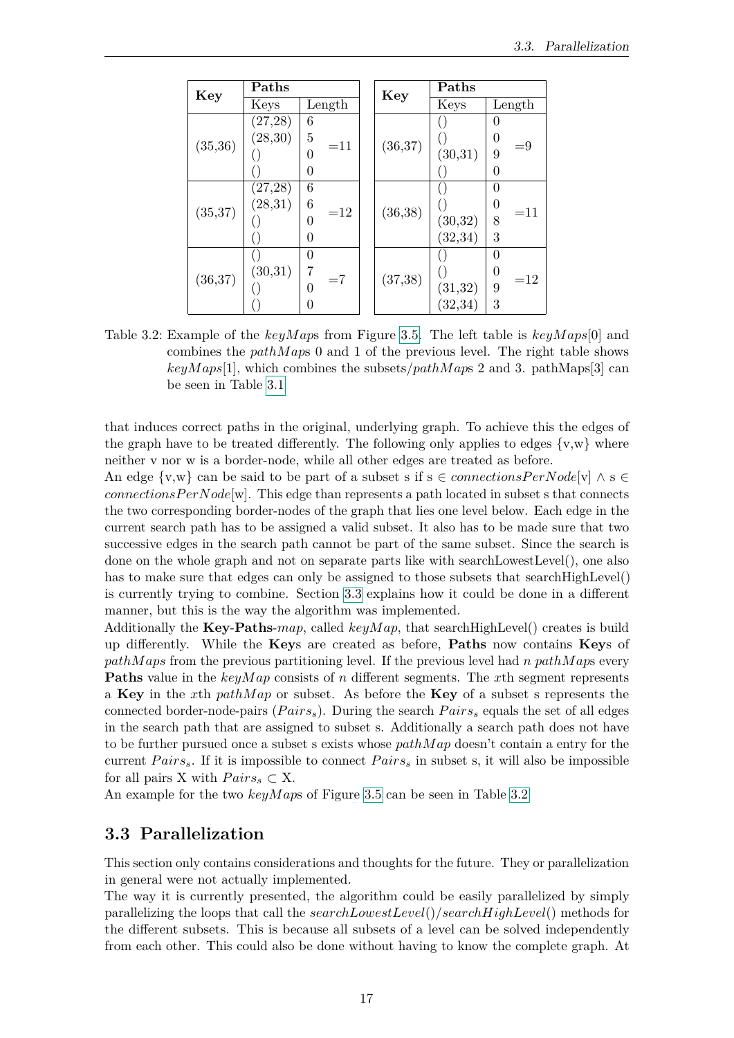| Key | Paths | | |
|---|---|---|---|
| | Keys | Length | |
| (35,36) | (27,28) | 6 | =11 |
| | (28,30) | 5 | |
| | () | 0 | |
| | () | 0 | |
| (35,37) | (27,28) | 6 | =12 |
| | (28,31) | 6 | |
| | () | 0 | |
| | () | 0 | |
| (36,37) | () | 0 | =7 |
| | (30,31) | 7 | |
| | () | 0 | |
| | () | 0 | |

| Key | Paths | | |
|---|---|---|---|
| | Keys | Length | |
| (36,37) | () | 0 | =9 |
| | () | 0 | |
| | (30,31) | 9 | |
| | () | 0 | |
| (36,38) | () | 0 | =11 |
| | () | 0 | |
| | (30,32) | 8 | |
| | (32,34) | 3 | |
| (37,38) | () | 0 | =12 |
| | () | 0 | |
| | (31,32) | 9 | |
| | (32,34) | 3 | |

Table 3.2: Example of the *keyMaps* from Figure 3.5. The left table is *keyMaps*[0] and combines the *pathMaps* 0 and 1 of the previous level. The right table shows *keyMaps*[1], which combines the subsets/*pathMaps* 2 and 3. pathMaps[3] can be seen in Table 3.1

that induces correct paths in the original, underlying graph. To achieve this the edges of the graph have to be treated differently. The following only applies to edges {v,w} where neither v nor w is a border-node, while all other edges are treated as before.

An edge {v,w} can be said to be part of a subset s if $s \in$ *connectionsPerNode*[v] $\wedge$ $s \in$ *connectionsPerNode*[w]. This edge than represents a path located in subset s that connects the two corresponding border-nodes of the graph that lies one level below. Each edge in the current search path has to be assigned a valid subset. It also has to be made sure that two successive edges in the search path cannot be part of the same subset. Since the search is done on the whole graph and not on separate parts like with searchLowestLevel(), one also has to make sure that edges can only be assigned to those subsets that searchHighLevel() is currently trying to combine. Section 3.3 explains how it could be done in a different manner, but this is the way the algorithm was implemented.

Additionally the **Key**-**Paths**-*map*, called *keyMap*, that searchHighLevel() creates is build up differently. While the **Key**s are created as before, **Paths** now contains **Key**s of *pathMaps* from the previous partitioning level. If the previous level had *n pathMaps* every **Paths** value in the *keyMap* consists of *n* different segments. The *x*th segment represents a **Key** in the *x*th *pathMap* or subset. As before the **Key** of a subset s represents the connected border-node-pairs ($Pairs_s$). During the search $Pairs_s$ equals the set of all edges in the search path that are assigned to subset s. Additionally a search path does not have to be further pursued once a subset s exists whose *pathMap* doesn't contain a entry for the current $Pairs_s$. If it is impossible to connect $Pairs_s$ in subset s, it will also be impossible for all pairs X with $Pairs_s \subset X$.

An example for the two *keyMaps* of Figure 3.5 can be seen in Table 3.2

## 3.3 Parallelization

This section only contains considerations and thoughts for the future. They or parallelization in general were not actually implemented.

The way it is currently presented, the algorithm could be easily parallelized by simply parallelizing the loops that call the *searchLowestLevel*()/*searchHighLevel*() methods for the different subsets. This is because all subsets of a level can be solved independently from each other. This could also be done without having to know the complete graph. At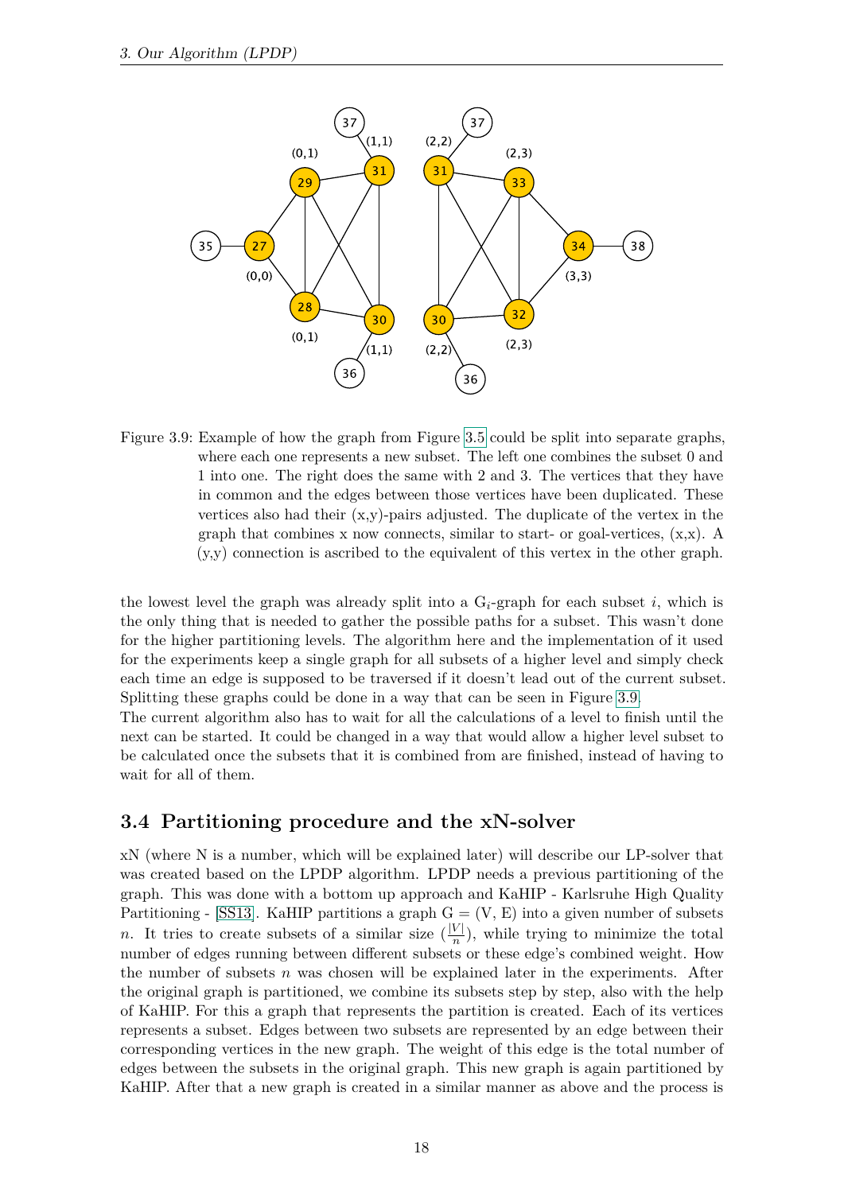Figure 3.9: Example of how the graph from Figure 3.5 could be split into separate graphs, where each one represents a new subset. The left one combines the subset 0 and 1 into one. The right does the same with 2 and 3. The vertices that they have in common and the edges between those vertices have been duplicated. These vertices also had their (x,y)-pairs adjusted. The duplicate of the vertex in the graph that combines x now connects, similar to start- or goal-vertices, (x,x). A (y,y) connection is ascribed to the equivalent of this vertex in the other graph.

the lowest level the graph was already split into a $G_i$-graph for each subset $i$, which is the only thing that is needed to gather the possible paths for a subset. This wasn't done for the higher partitioning levels. The algorithm here and the implementation of it used for the experiments keep a single graph for all subsets of a higher level and simply check each time an edge is supposed to be traversed if it doesn't lead out of the current subset. Splitting these graphs could be done in a way that can be seen in Figure 3.9.
The current algorithm also has to wait for all the calculations of a level to finish until the next can be started. It could be changed in a way that would allow a higher level subset to be calculated once the subsets that it is combined from are finished, instead of having to wait for all of them.

## 3.4 Partitioning procedure and the xN-solver

xN (where N is a number, which will be explained later) will describe our LP-solver that was created based on the LPDP algorithm. LPDP needs a previous partitioning of the graph. This was done with a bottom up approach and KaHIP - Karlsruhe High Quality Partitioning - [SS13]. KaHIP partitions a graph G = (V, E) into a given number of subsets $n$. It tries to create subsets of a similar size ($\frac{|V|}{n}$), while trying to minimize the total number of edges running between different subsets or these edge's combined weight. How the number of subsets $n$ was chosen will be explained later in the experiments. After the original graph is partitioned, we combine its subsets step by step, also with the help of KaHIP. For this a graph that represents the partition is created. Each of its vertices represents a subset. Edges between two subsets are represented by an edge between their corresponding vertices in the new graph. The weight of this edge is the total number of edges between the subsets in the original graph. This new graph is again partitioned by KaHIP. After that a new graph is created in a similar manner as above and the process is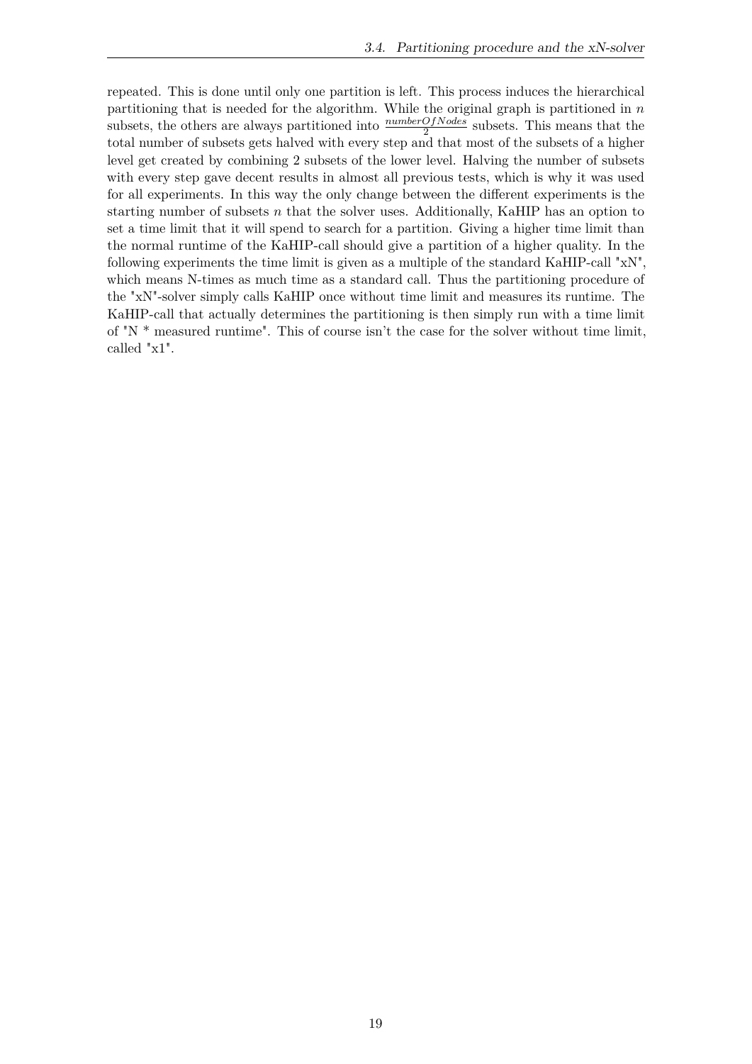repeated. This is done until only one partition is left. This process induces the hierarchical partitioning that is needed for the algorithm. While the original graph is partitioned in $n$ subsets, the others are always partitioned into $\frac{numberOfNodes}{2}$ subsets. This means that the total number of subsets gets halved with every step and that most of the subsets of a higher level get created by combining 2 subsets of the lower level. Halving the number of subsets with every step gave decent results in almost all previous tests, which is why it was used for all experiments. In this way the only change between the different experiments is the starting number of subsets $n$ that the solver uses. Additionally, KaHIP has an option to set a time limit that it will spend to search for a partition. Giving a higher time limit than the normal runtime of the KaHIP-call should give a partition of a higher quality. In the following experiments the time limit is given as a multiple of the standard KaHIP-call "xN", which means N-times as much time as a standard call. Thus the partitioning procedure of the "xN"-solver simply calls KaHIP once without time limit and measures its runtime. The KaHIP-call that actually determines the partitioning is then simply run with a time limit of "N * measured runtime". This of course isn't the case for the solver without time limit, called "x1".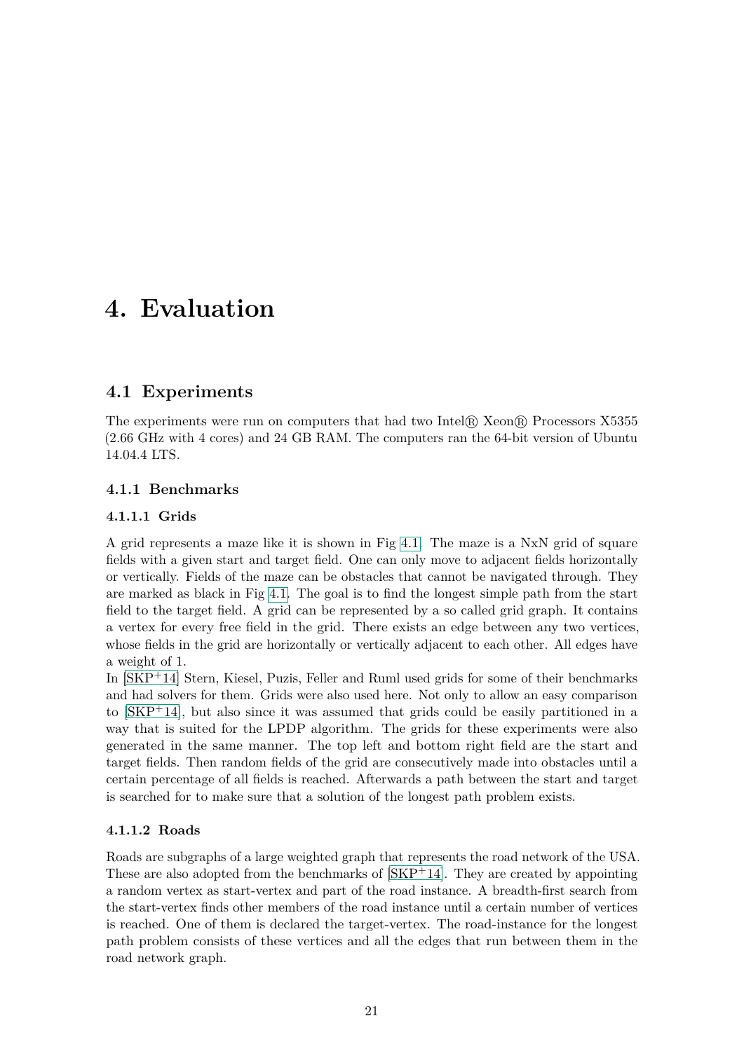# 4. Evaluation

## 4.1 Experiments

The experiments were run on computers that had two Intel® Xeon® Processors X5355 (2.66 GHz with 4 cores) and 24 GB RAM. The computers ran the 64-bit version of Ubuntu 14.04.4 LTS.

### 4.1.1 Benchmarks

#### 4.1.1.1 Grids

A grid represents a maze like it is shown in Fig 4.1. The maze is a NxN grid of square fields with a given start and target field. One can only move to adjacent fields horizontally or vertically. Fields of the maze can be obstacles that cannot be navigated through. They are marked as black in Fig 4.1. The goal is to find the longest simple path from the start field to the target field. A grid can be represented by a so called grid graph. It contains a vertex for every free field in the grid. There exists an edge between any two vertices, whose fields in the grid are horizontally or vertically adjacent to each other. All edges have a weight of 1.

In [SKP+14] Stern, Kiesel, Puzis, Feller and Ruml used grids for some of their benchmarks and had solvers for them. Grids were also used here. Not only to allow an easy comparison to [SKP+14], but also since it was assumed that grids could be easily partitioned in a way that is suited for the LPDP algorithm. The grids for these experiments were also generated in the same manner. The top left and bottom right field are the start and target fields. Then random fields of the grid are consecutively made into obstacles until a certain percentage of all fields is reached. Afterwards a path between the start and target is searched for to make sure that a solution of the longest path problem exists.

#### 4.1.1.2 Roads

Roads are subgraphs of a large weighted graph that represents the road network of the USA. These are also adopted from the benchmarks of [SKP+14]. They are created by appointing a random vertex as start-vertex and part of the road instance. A breadth-first search from the start-vertex finds other members of the road instance until a certain number of vertices is reached. One of them is declared the target-vertex. The road-instance for the longest path problem consists of these vertices and all the edges that run between them in the road network graph.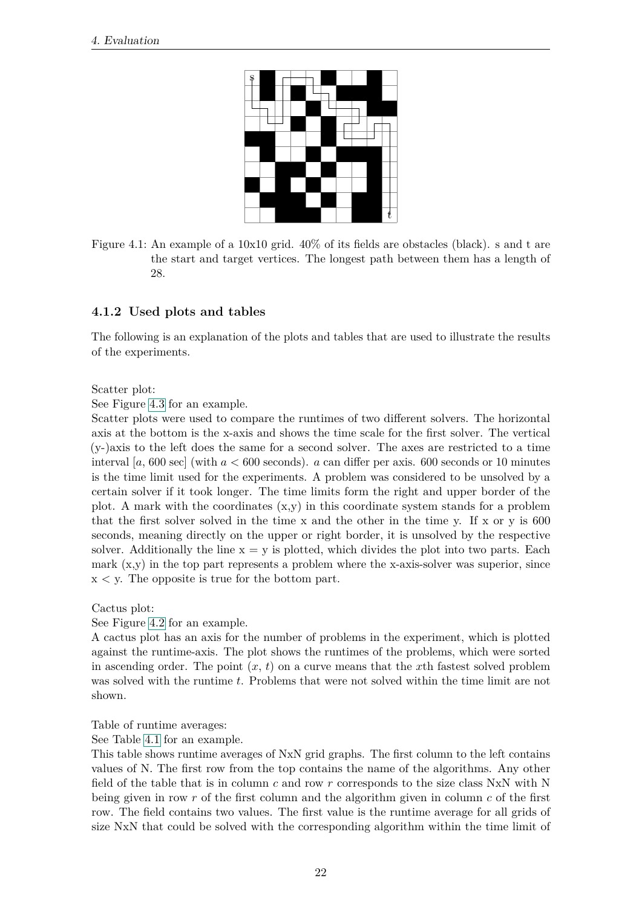Figure 4.1: An example of a 10x10 grid. 40% of its fields are obstacles (black). s and t are the start and target vertices. The longest path between them has a length of 28.

### 4.1.2 Used plots and tables

The following is an explanation of the plots and tables that are used to illustrate the results of the experiments.

Scatter plot:
See Figure 4.3 for an example.
Scatter plots were used to compare the runtimes of two different solvers. The horizontal axis at the bottom is the x-axis and shows the time scale for the first solver. The vertical (y-)axis to the left does the same for a second solver. The axes are restricted to a time interval $[a, 600 \text{ sec}]$ (with $a < 600$ seconds). $a$ can differ per axis. 600 seconds or 10 minutes is the time limit used for the experiments. A problem was considered to be unsolved by a certain solver if it took longer. The time limits form the right and upper border of the plot. A mark with the coordinates (x,y) in this coordinate system stands for a problem that the first solver solved in the time x and the other in the time y. If x or y is 600 seconds, meaning directly on the upper or right border, it is unsolved by the respective solver. Additionally the line x = y is plotted, which divides the plot into two parts. Each mark (x,y) in the top part represents a problem where the x-axis-solver was superior, since x < y. The opposite is true for the bottom part.

Cactus plot:
See Figure 4.2 for an example.
A cactus plot has an axis for the number of problems in the experiment, which is plotted against the runtime-axis. The plot shows the runtimes of the problems, which were sorted in ascending order. The point $(x, t)$ on a curve means that the $x$th fastest solved problem was solved with the runtime $t$. Problems that were not solved within the time limit are not shown.

Table of runtime averages:
See Table 4.1 for an example.
This table shows runtime averages of NxN grid graphs. The first column to the left contains values of N. The first row from the top contains the name of the algorithms. Any other field of the table that is in column $c$ and row $r$ corresponds to the size class NxN with N being given in row $r$ of the first column and the algorithm given in column $c$ of the first row. The field contains two values. The first value is the runtime average for all grids of size NxN that could be solved with the corresponding algorithm within the time limit of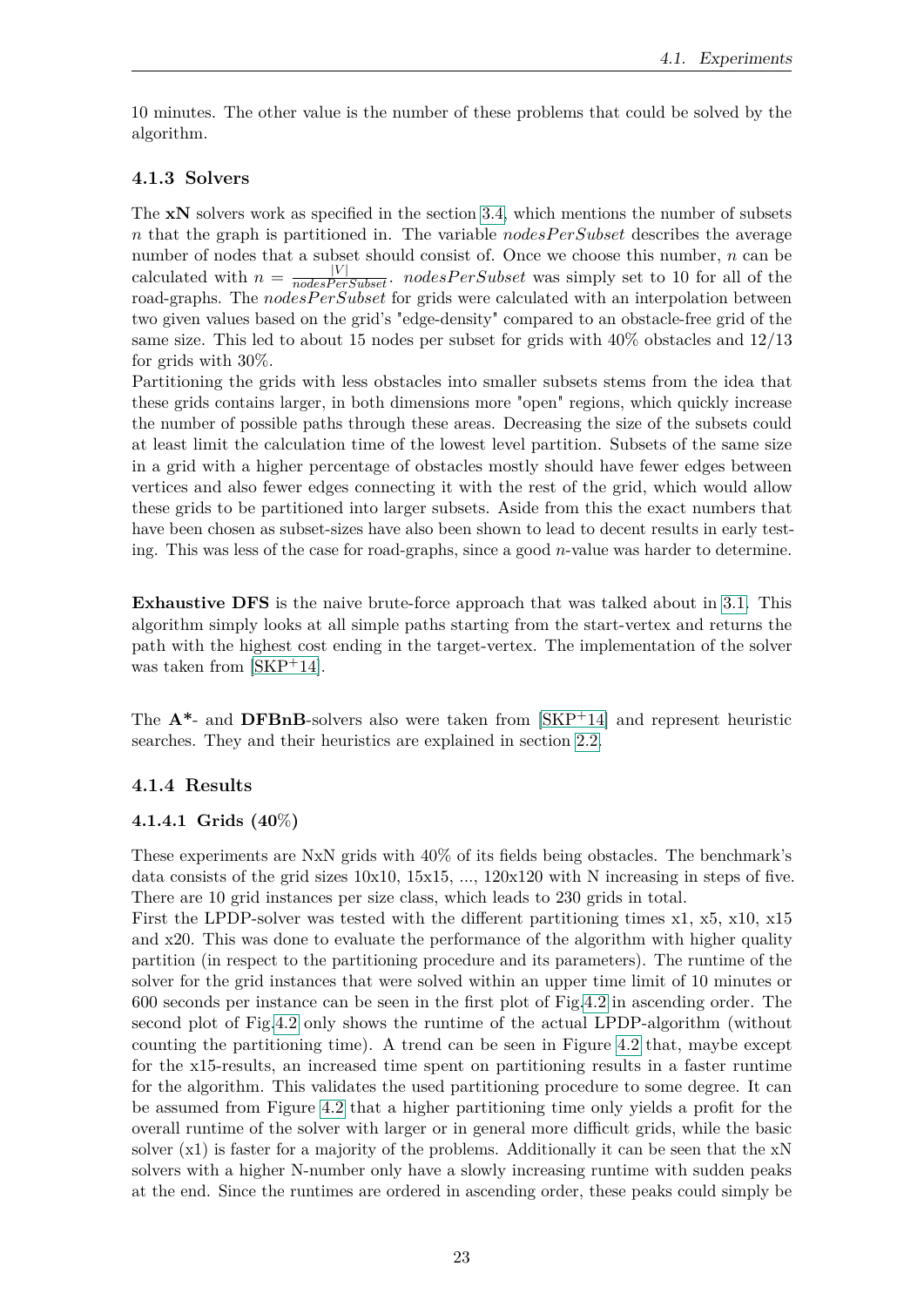10 minutes. The other value is the number of these problems that could be solved by the algorithm.

### 4.1.3 Solvers

The **xN** solvers work as specified in the section 3.4, which mentions the number of subsets $n$ that the graph is partitioned in. The variable $nodesPerSubset$ describes the average number of nodes that a subset should consist of. Once we choose this number, $n$ can be calculated with $n = \frac{|V|}{nodesPerSubset}$. $nodesPerSubset$ was simply set to 10 for all of the road-graphs. The $nodesPerSubset$ for grids were calculated with an interpolation between two given values based on the grid's "edge-density" compared to an obstacle-free grid of the same size. This led to about 15 nodes per subset for grids with 40% obstacles and 12/13 for grids with 30%.
Partitioning the grids with less obstacles into smaller subsets stems from the idea that these grids contains larger, in both dimensions more "open" regions, which quickly increase the number of possible paths through these areas. Decreasing the size of the subsets could at least limit the calculation time of the lowest level partition. Subsets of the same size in a grid with a higher percentage of obstacles mostly should have fewer edges between vertices and also fewer edges connecting it with the rest of the grid, which would allow these grids to be partitioned into larger subsets. Aside from this the exact numbers that have been chosen as subset-sizes have also been shown to lead to decent results in early testing. This was less of the case for road-graphs, since a good $n$-value was harder to determine.

**Exhaustive DFS** is the naive brute-force approach that was talked about in 3.1. This algorithm simply looks at all simple paths starting from the start-vertex and returns the path with the highest cost ending in the target-vertex. The implementation of the solver was taken from [SKP+14].

The **A***- and **DFBnB**-solvers also were taken from [SKP+14] and represent heuristic searches. They and their heuristics are explained in section 2.2.

### 4.1.4 Results

#### 4.1.4.1 Grids (40%)

These experiments are NxN grids with 40% of its fields being obstacles. The benchmark's data consists of the grid sizes 10x10, 15x15, ..., 120x120 with N increasing in steps of five. There are 10 grid instances per size class, which leads to 230 grids in total.
First the LPDP-solver was tested with the different partitioning times x1, x5, x10, x15 and x20. This was done to evaluate the performance of the algorithm with higher quality partition (in respect to the partitioning procedure and its parameters). The runtime of the solver for the grid instances that were solved within an upper time limit of 10 minutes or 600 seconds per instance can be seen in the first plot of Fig.4.2 in ascending order. The second plot of Fig.4.2 only shows the runtime of the actual LPDP-algorithm (without counting the partitioning time). A trend can be seen in Figure 4.2 that, maybe except for the x15-results, an increased time spent on partitioning results in a faster runtime for the algorithm. This validates the used partitioning procedure to some degree. It can be assumed from Figure 4.2 that a higher partitioning time only yields a profit for the overall runtime of the solver with larger or in general more difficult grids, while the basic solver (x1) is faster for a majority of the problems. Additionally it can be seen that the xN solvers with a higher N-number only have a slowly increasing runtime with sudden peaks at the end. Since the runtimes are ordered in ascending order, these peaks could simply be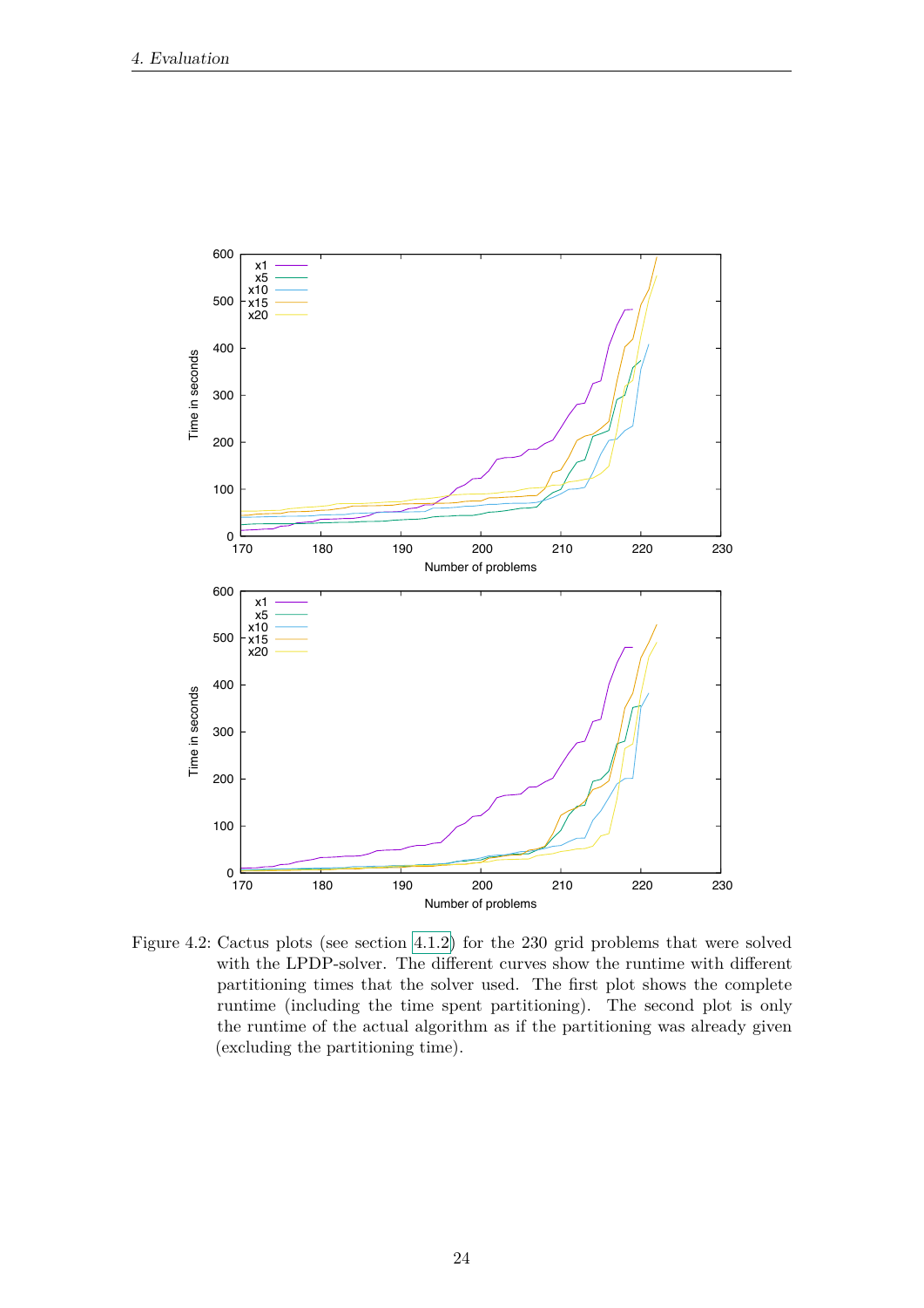Figure 4.2: Cactus plots (see section 4.1.2) for the 230 grid problems that were solved with the LPDP-solver. The different curves show the runtime with different partitioning times that the solver used. The first plot shows the complete runtime (including the time spent partitioning). The second plot is only the runtime of the actual algorithm as if the partitioning was already given (excluding the partitioning time).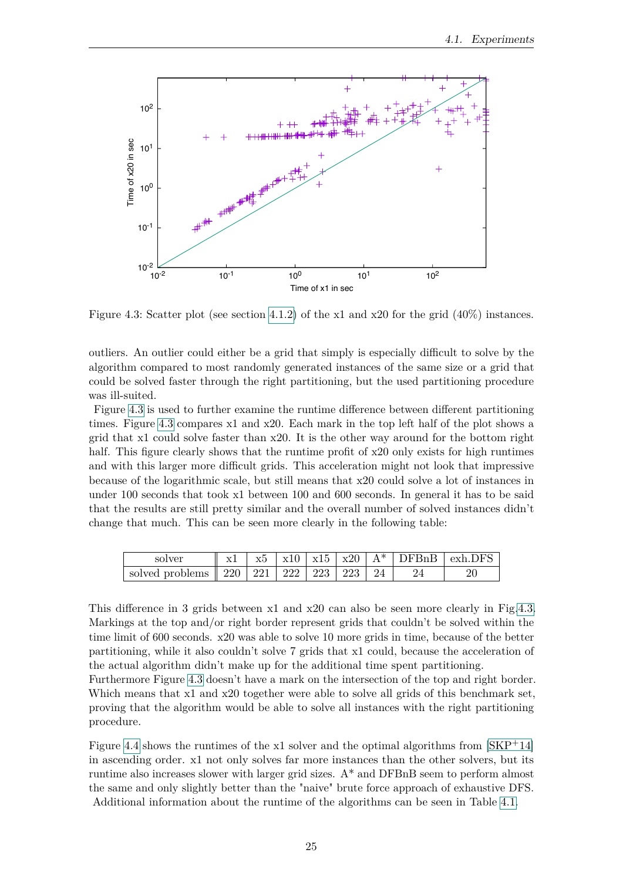Figure 4.3: Scatter plot (see section 4.1.2) of the x1 and x20 for the grid (40%) instances.

outliers. An outlier could either be a grid that simply is especially difficult to solve by the algorithm compared to most randomly generated instances of the same size or a grid that could be solved faster through the right partitioning, but the used partitioning procedure was ill-suited.

Figure 4.3 is used to further examine the runtime difference between different partitioning times. Figure 4.3 compares x1 and x20. Each mark in the top left half of the plot shows a grid that x1 could solve faster than x20. It is the other way around for the bottom right half. This figure clearly shows that the runtime profit of x20 only exists for high runtimes and with this larger more difficult grids. This acceleration might not look that impressive because of the logarithmic scale, but still means that x20 could solve a lot of instances in under 100 seconds that took x1 between 100 and 600 seconds. In general it has to be said that the results are still pretty similar and the overall number of solved instances didn't change that much. This can be seen more clearly in the following table:

| solver | x1 | x5 | x10 | x15 | x20 | A* | DFBnB | exh.DFS |
|---|---|---|---|---|---|---|---|---|
| solved problems | 220 | 221 | 222 | 223 | 223 | 24 | 24 | 20 |

This difference in 3 grids between x1 and x20 can also be seen more clearly in Fig.4.3. Markings at the top and/or right border represent grids that couldn't be solved within the time limit of 600 seconds. x20 was able to solve 10 more grids in time, because of the better partitioning, while it also couldn't solve 7 grids that x1 could, because the acceleration of the actual algorithm didn't make up for the additional time spent partitioning.

Furthermore Figure 4.3 doesn't have a mark on the intersection of the top and right border. Which means that x1 and x20 together were able to solve all grids of this benchmark set, proving that the algorithm would be able to solve all instances with the right partitioning procedure.

Figure 4.4 shows the runtimes of the x1 solver and the optimal algorithms from [SKP+14] in ascending order. x1 not only solves far more instances than the other solvers, but its runtime also increases slower with larger grid sizes. A* and DFBnB seem to perform almost the same and only slightly better than the "naive" brute force approach of exhaustive DFS. Additional information about the runtime of the algorithms can be seen in Table 4.1.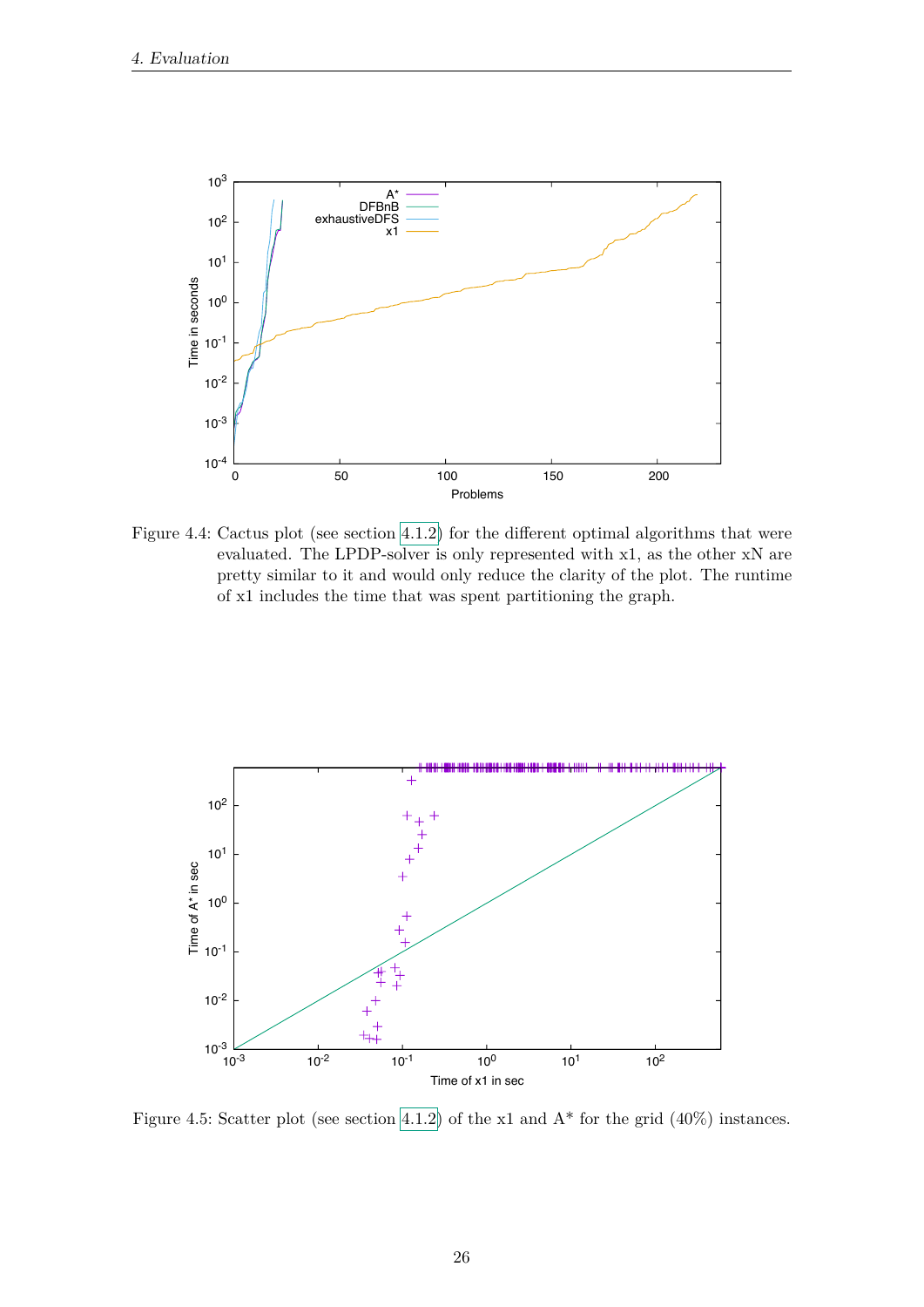Figure 4.4: Cactus plot (see section 4.1.2) for the different optimal algorithms that were evaluated. The LPDP-solver is only represented with x1, as the other xN are pretty similar to it and would only reduce the clarity of the plot. The runtime of x1 includes the time that was spent partitioning the graph.

Figure 4.5: Scatter plot (see section 4.1.2) of the x1 and A* for the grid (40%) instances.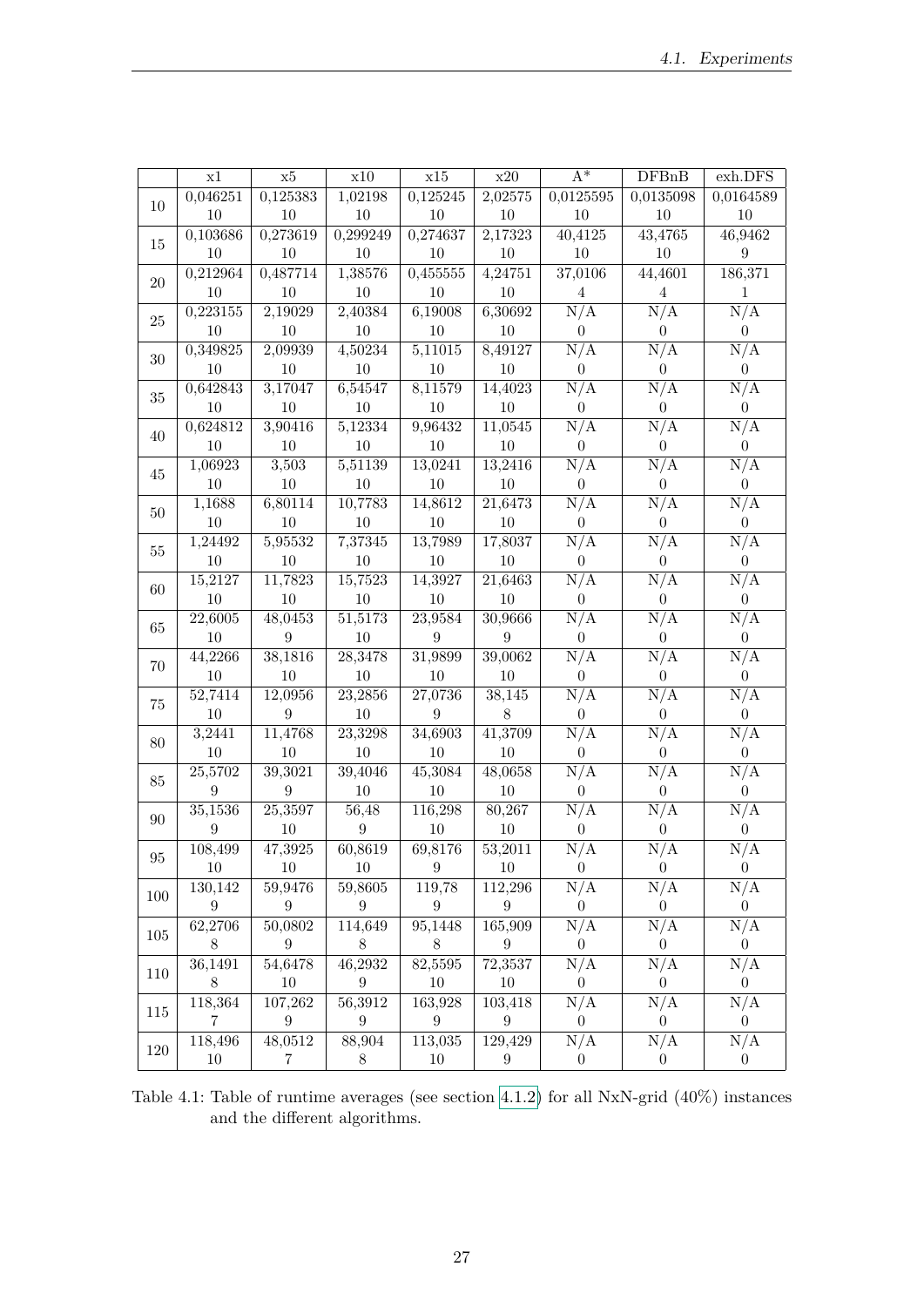|  | x1 | x5 | x10 | x15 | x20 | A* | DFBnB | exh.DFS |
|---|---|---|---|---|---|---|---|---|
| 10 | 0,046251<br>10 | 0,125383<br>10 | 1,02198<br>10 | 0,125245<br>10 | 2,02575<br>10 | 0,0125595<br>10 | 0,0135098<br>10 | 0,0164589<br>10 |
| 15 | 0,103686<br>10 | 0,273619<br>10 | 0,299249<br>10 | 0,274637<br>10 | 2,17323<br>10 | 40,4125<br>10 | 43,4765<br>10 | 46,9462<br>9 |
| 20 | 0,212964<br>10 | 0,487714<br>10 | 1,38576<br>10 | 0,455555<br>10 | 4,24751<br>10 | 37,0106<br>4 | 44,4601<br>4 | 186,371<br>1 |
| 25 | 0,223155<br>10 | 2,19029<br>10 | 2,40384<br>10 | 6,19008<br>10 | 6,30692<br>10 | N/A<br>0 | N/A<br>0 | N/A<br>0 |
| 30 | 0,349825<br>10 | 2,09939<br>10 | 4,50234<br>10 | 5,11015<br>10 | 8,49127<br>10 | N/A<br>0 | N/A<br>0 | N/A<br>0 |
| 35 | 0,642843<br>10 | 3,17047<br>10 | 6,54547<br>10 | 8,11579<br>10 | 14,4023<br>10 | N/A<br>0 | N/A<br>0 | N/A<br>0 |
| 40 | 0,624812<br>10 | 3,90416<br>10 | 5,12334<br>10 | 9,96432<br>10 | 11,0545<br>10 | N/A<br>0 | N/A<br>0 | N/A<br>0 |
| 45 | 1,06923<br>10 | 3,503<br>10 | 5,51139<br>10 | 13,0241<br>10 | 13,2416<br>10 | N/A<br>0 | N/A<br>0 | N/A<br>0 |
| 50 | 1,1688<br>10 | 6,80114<br>10 | 10,7783<br>10 | 14,8612<br>10 | 21,6473<br>10 | N/A<br>0 | N/A<br>0 | N/A<br>0 |
| 55 | 1,24492<br>10 | 5,95532<br>10 | 7,37345<br>10 | 13,7989<br>10 | 17,8037<br>10 | N/A<br>0 | N/A<br>0 | N/A<br>0 |
| 60 | 15,2127<br>10 | 11,7823<br>10 | 15,7523<br>10 | 14,3927<br>10 | 21,6463<br>10 | N/A<br>0 | N/A<br>0 | N/A<br>0 |
| 65 | 22,6005<br>10 | 48,0453<br>9 | 51,5173<br>10 | 23,9584<br>9 | 30,9666<br>9 | N/A<br>0 | N/A<br>0 | N/A<br>0 |
| 70 | 44,2266<br>10 | 38,1816<br>10 | 28,3478<br>10 | 31,9899<br>10 | 39,0062<br>10 | N/A<br>0 | N/A<br>0 | N/A<br>0 |
| 75 | 52,7414<br>10 | 12,0956<br>9 | 23,2856<br>10 | 27,0736<br>9 | 38,145<br>8 | N/A<br>0 | N/A<br>0 | N/A<br>0 |
| 80 | 3,2441<br>10 | 11,4768<br>10 | 23,3298<br>10 | 34,6903<br>10 | 41,3709<br>10 | N/A<br>0 | N/A<br>0 | N/A<br>0 |
| 85 | 25,5702<br>9 | 39,3021<br>9 | 39,4046<br>10 | 45,3084<br>10 | 48,0658<br>10 | N/A<br>0 | N/A<br>0 | N/A<br>0 |
| 90 | 35,1536<br>9 | 25,3597<br>10 | 56,48<br>9 | 116,298<br>10 | 80,267<br>10 | N/A<br>0 | N/A<br>0 | N/A<br>0 |
| 95 | 108,499<br>10 | 47,3925<br>10 | 60,8619<br>10 | 69,8176<br>9 | 53,2011<br>10 | N/A<br>0 | N/A<br>0 | N/A<br>0 |
| 100 | 130,142<br>9 | 59,9476<br>9 | 59,8605<br>9 | 119,78<br>9 | 112,296<br>9 | N/A<br>0 | N/A<br>0 | N/A<br>0 |
| 105 | 62,2706<br>8 | 50,0802<br>9 | 114,649<br>8 | 95,1448<br>8 | 165,909<br>9 | N/A<br>0 | N/A<br>0 | N/A<br>0 |
| 110 | 36,1491<br>8 | 54,6478<br>10 | 46,2932<br>9 | 82,5595<br>10 | 72,3537<br>10 | N/A<br>0 | N/A<br>0 | N/A<br>0 |
| 115 | 118,364<br>7 | 107,262<br>9 | 56,3912<br>9 | 163,928<br>9 | 103,418<br>9 | N/A<br>0 | N/A<br>0 | N/A<br>0 |
| 120 | 118,496<br>10 | 48,0512<br>7 | 88,904<br>8 | 113,035<br>10 | 129,429<br>9 | N/A<br>0 | N/A<br>0 | N/A<br>0 |

Table 4.1: Table of runtime averages (see section 4.1.2) for all NxN-grid (40%) instances and the different algorithms.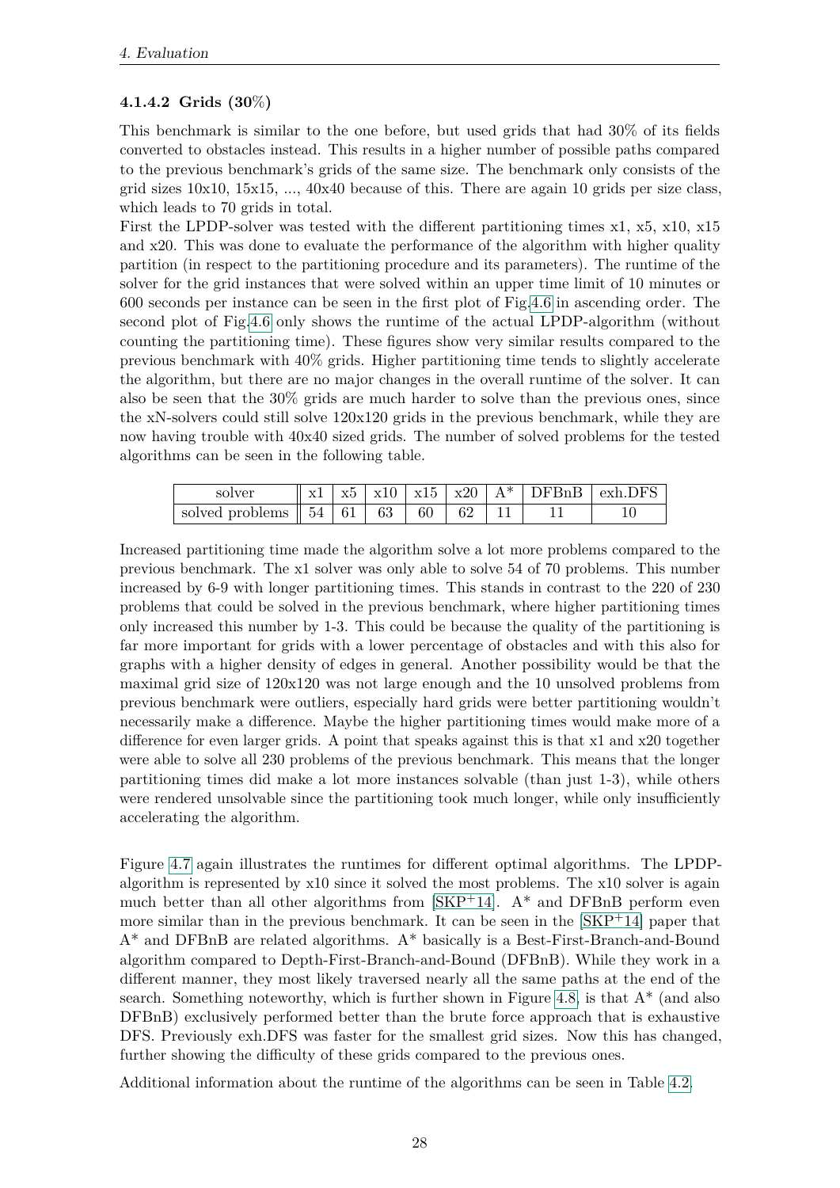#### 4.1.4.2 Grids (30%)

This benchmark is similar to the one before, but used grids that had 30% of its fields converted to obstacles instead. This results in a higher number of possible paths compared to the previous benchmark's grids of the same size. The benchmark only consists of the grid sizes 10x10, 15x15, ..., 40x40 because of this. There are again 10 grids per size class, which leads to 70 grids in total.
First the LPDP-solver was tested with the different partitioning times x1, x5, x10, x15 and x20. This was done to evaluate the performance of the algorithm with higher quality partition (in respect to the partitioning procedure and its parameters). The runtime of the solver for the grid instances that were solved within an upper time limit of 10 minutes or 600 seconds per instance can be seen in the first plot of Fig.4.6 in ascending order. The second plot of Fig.4.6 only shows the runtime of the actual LPDP-algorithm (without counting the partitioning time). These figures show very similar results compared to the previous benchmark with 40% grids. Higher partitioning time tends to slightly accelerate the algorithm, but there are no major changes in the overall runtime of the solver. It can also be seen that the 30% grids are much harder to solve than the previous ones, since the xN-solvers could still solve 120x120 grids in the previous benchmark, while they are now having trouble with 40x40 sized grids. The number of solved problems for the tested algorithms can be seen in the following table.

| solver | x1 | x5 | x10 | x15 | x20 | A* | DFBnB | exh.DFS |
|---|---|---|---|---|---|---|---|---|
| solved problems | 54 | 61 | 63 | 60 | 62 | 11 | 11 | 10 |

Increased partitioning time made the algorithm solve a lot more problems compared to the previous benchmark. The x1 solver was only able to solve 54 of 70 problems. This number increased by 6-9 with longer partitioning times. This stands in contrast to the 220 of 230 problems that could be solved in the previous benchmark, where higher partitioning times only increased this number by 1-3. This could be because the quality of the partitioning is far more important for grids with a lower percentage of obstacles and with this also for graphs with a higher density of edges in general. Another possibility would be that the maximal grid size of 120x120 was not large enough and the 10 unsolved problems from previous benchmark were outliers, especially hard grids were better partitioning wouldn't necessarily make a difference. Maybe the higher partitioning times would make more of a difference for even larger grids. A point that speaks against this is that x1 and x20 together were able to solve all 230 problems of the previous benchmark. This means that the longer partitioning times did make a lot more instances solvable (than just 1-3), while others were rendered unsolvable since the partitioning took much longer, while only insufficiently accelerating the algorithm.

Figure 4.7 again illustrates the runtimes for different optimal algorithms. The LPDP-algorithm is represented by x10 since it solved the most problems. The x10 solver is again much better than all other algorithms from [SKP+14]. A* and DFBnB perform even more similar than in the previous benchmark. It can be seen in the [SKP+14] paper that A* and DFBnB are related algorithms. A* basically is a Best-First-Branch-and-Bound algorithm compared to Depth-First-Branch-and-Bound (DFBnB). While they work in a different manner, they most likely traversed nearly all the same paths at the end of the search. Something noteworthy, which is further shown in Figure 4.8, is that A* (and also DFBnB) exclusively performed better than the brute force approach that is exhaustive DFS. Previously exh.DFS was faster for the smallest grid sizes. Now this has changed, further showing the difficulty of these grids compared to the previous ones.

Additional information about the runtime of the algorithms can be seen in Table 4.2.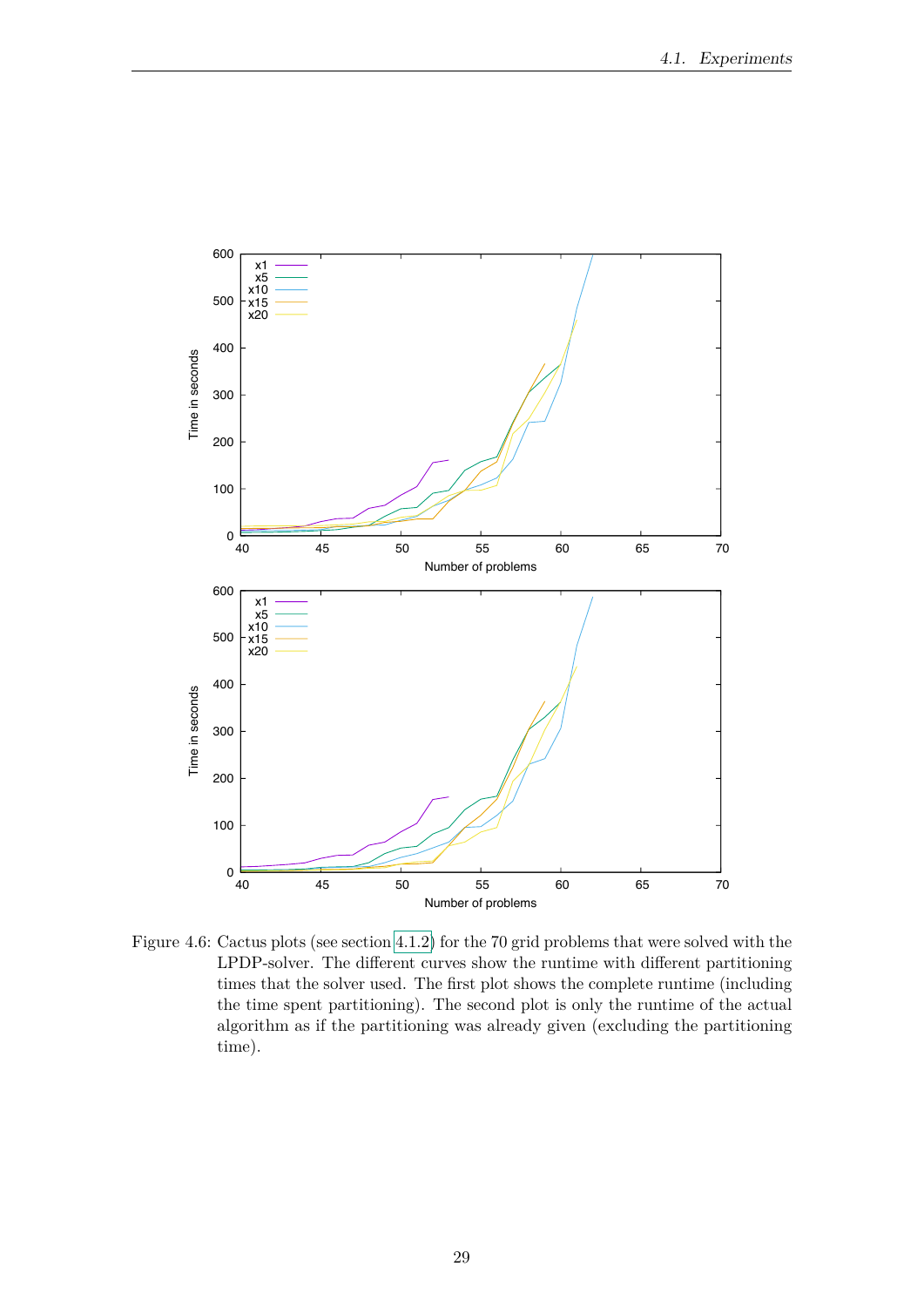Figure 4.6: Cactus plots (see section 4.1.2) for the 70 grid problems that were solved with the LPDP-solver. The different curves show the runtime with different partitioning times that the solver used. The first plot shows the complete runtime (including the time spent partitioning). The second plot is only the runtime of the actual algorithm as if the partitioning was already given (excluding the partitioning time).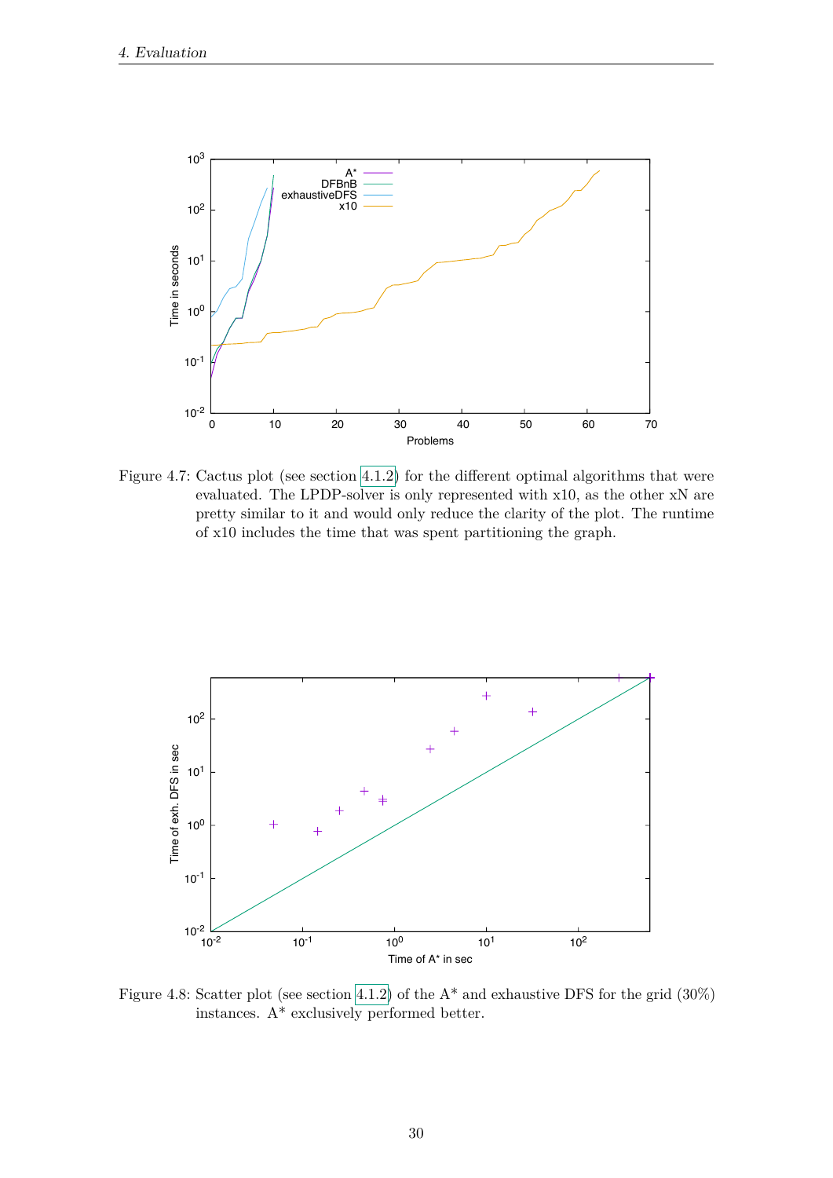Figure 4.7: Cactus plot (see section 4.1.2) for the different optimal algorithms that were evaluated. The LPDP-solver is only represented with x10, as the other xN are pretty similar to it and would only reduce the clarity of the plot. The runtime of x10 includes the time that was spent partitioning the graph.

Figure 4.8: Scatter plot (see section 4.1.2) of the A* and exhaustive DFS for the grid (30%) instances. A* exclusively performed better.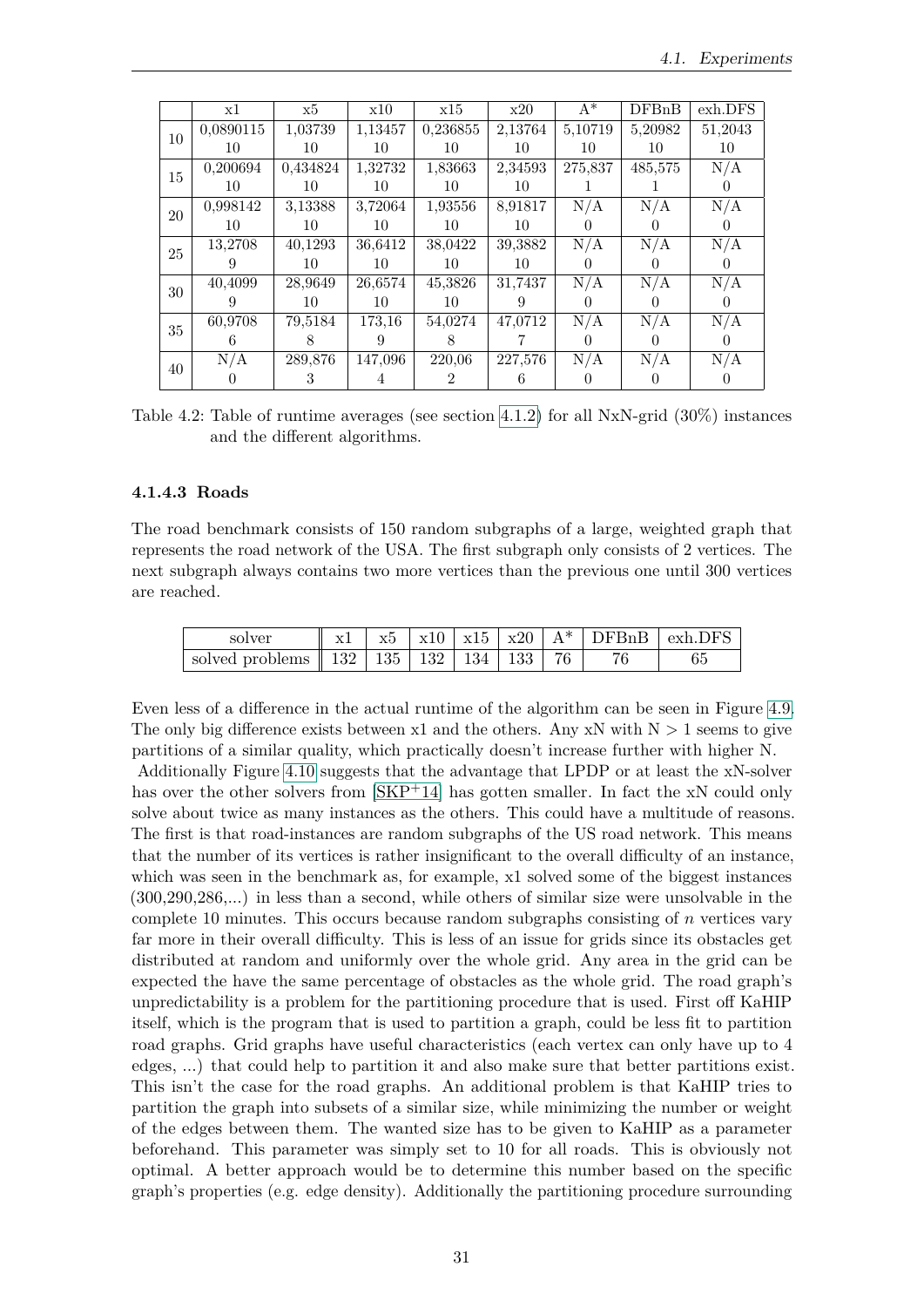| | x1 | x5 | x10 | x15 | x20 | A* | DFBnB | exh.DFS |
|---|---|---|---|---|---|---|---|---|
| 10 | 0,0890115<br>10 | 1,03739<br>10 | 1,13457<br>10 | 0,236855<br>10 | 2,13764<br>10 | 5,10719<br>10 | 5,20982<br>10 | 51,2043<br>10 |
| 15 | 0,200694<br>10 | 0,434824<br>10 | 1,32732<br>10 | 1,83663<br>10 | 2,34593<br>10 | 275,837<br>1 | 485,575<br>1 | N/A<br>0 |
| 20 | 0,998142<br>10 | 3,13388<br>10 | 3,72064<br>10 | 1,93556<br>10 | 8,91817<br>10 | N/A<br>0 | N/A<br>0 | N/A<br>0 |
| 25 | 13,2708<br>9 | 40,1293<br>10 | 36,6412<br>10 | 38,0422<br>10 | 39,3882<br>10 | N/A<br>0 | N/A<br>0 | N/A<br>0 |
| 30 | 40,4099<br>9 | 28,9649<br>10 | 26,6574<br>10 | 45,3826<br>10 | 31,7437<br>9 | N/A<br>0 | N/A<br>0 | N/A<br>0 |
| 35 | 60,9708<br>6 | 79,5184<br>8 | 173,16<br>9 | 54,0274<br>8 | 47,0712<br>7 | N/A<br>0 | N/A<br>0 | N/A<br>0 |
| 40 | N/A<br>0 | 289,876<br>3 | 147,096<br>4 | 220,06<br>2 | 227,576<br>6 | N/A<br>0 | N/A<br>0 | N/A<br>0 |

Table 4.2: Table of runtime averages (see section 4.1.2) for all NxN-grid (30%) instances and the different algorithms.

#### 4.1.4.3 Roads

The road benchmark consists of 150 random subgraphs of a large, weighted graph that represents the road network of the USA. The first subgraph only consists of 2 vertices. The next subgraph always contains two more vertices than the previous one until 300 vertices are reached.

| solver | x1 | x5 | x10 | x15 | x20 | A* | DFBnB | exh.DFS |
|---|---|---|---|---|---|---|---|---|
| solved problems | 132 | 135 | 132 | 134 | 133 | 76 | 76 | 65 |

Even less of a difference in the actual runtime of the algorithm can be seen in Figure 4.9. The only big difference exists between x1 and the others. Any xN with N > 1 seems to give partitions of a similar quality, which practically doesn't increase further with higher N.
Additionally Figure 4.10 suggests that the advantage that LPDP or at least the xN-solver has over the other solvers from [SKP+14] has gotten smaller. In fact the xN could only solve about twice as many instances as the others. This could have a multitude of reasons. The first is that road-instances are random subgraphs of the US road network. This means that the number of its vertices is rather insignificant to the overall difficulty of an instance, which was seen in the benchmark as, for example, x1 solved some of the biggest instances (300,290,286,...) in less than a second, while others of similar size were unsolvable in the complete 10 minutes. This occurs because random subgraphs consisting of $n$ vertices vary far more in their overall difficulty. This is less of an issue for grids since its obstacles get distributed at random and uniformly over the whole grid. Any area in the grid can be expected the have the same percentage of obstacles as the whole grid. The road graph's unpredictability is a problem for the partitioning procedure that is used. First off KaHIP itself, which is the program that is used to partition a graph, could be less fit to partition road graphs. Grid graphs have useful characteristics (each vertex can only have up to 4 edges, ...) that could help to partition it and also make sure that better partitions exist. This isn't the case for the road graphs. An additional problem is that KaHIP tries to partition the graph into subsets of a similar size, while minimizing the number or weight of the edges between them. The wanted size has to be given to KaHIP as a parameter beforehand. This parameter was simply set to 10 for all roads. This is obviously not optimal. A better approach would be to determine this number based on the specific graph's properties (e.g. edge density). Additionally the partitioning procedure surrounding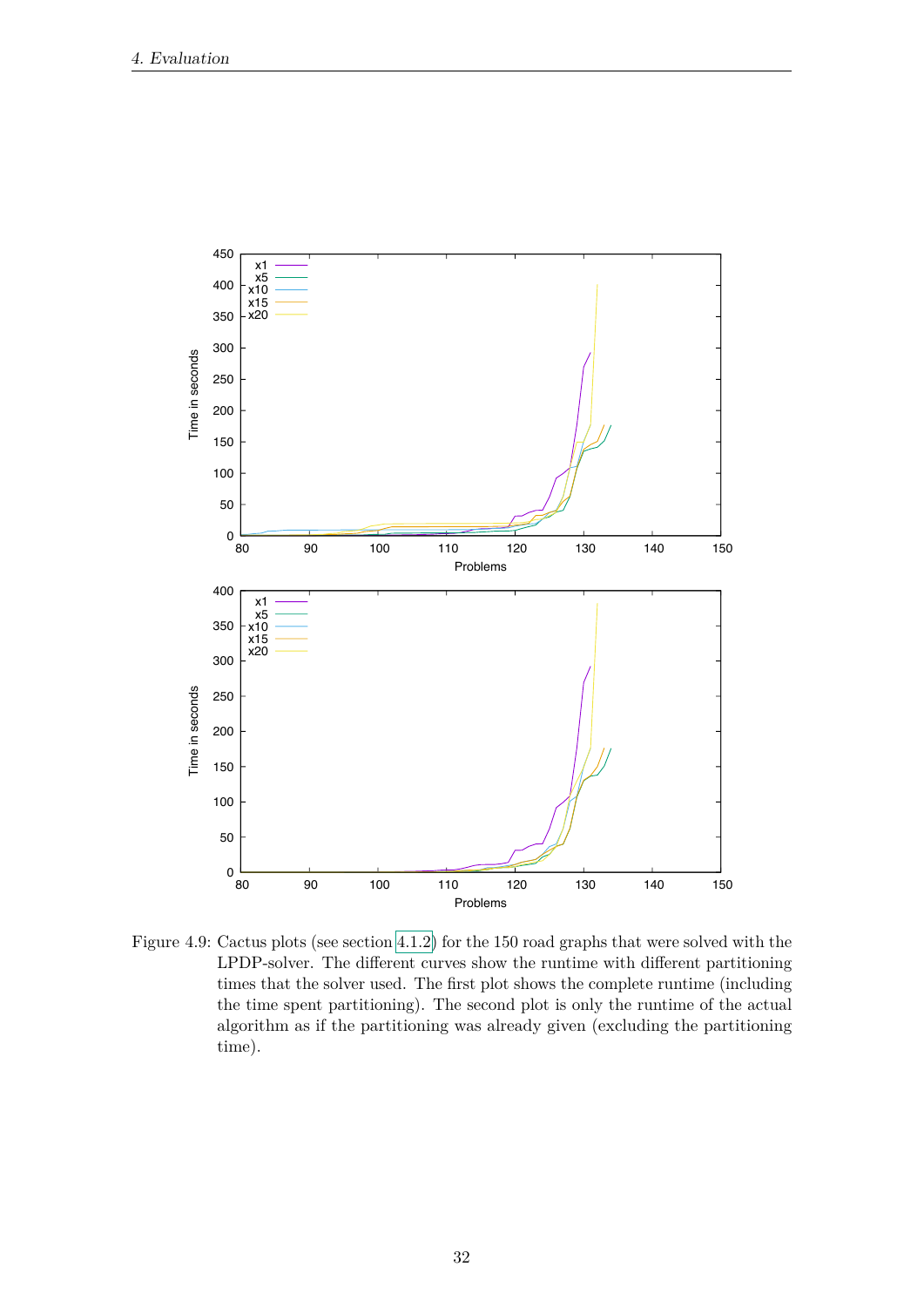Figure 4.9: Cactus plots (see section 4.1.2) for the 150 road graphs that were solved with the LPDP-solver. The different curves show the runtime with different partitioning times that the solver used. The first plot shows the complete runtime (including the time spent partitioning). The second plot is only the runtime of the actual algorithm as if the partitioning was already given (excluding the partitioning time).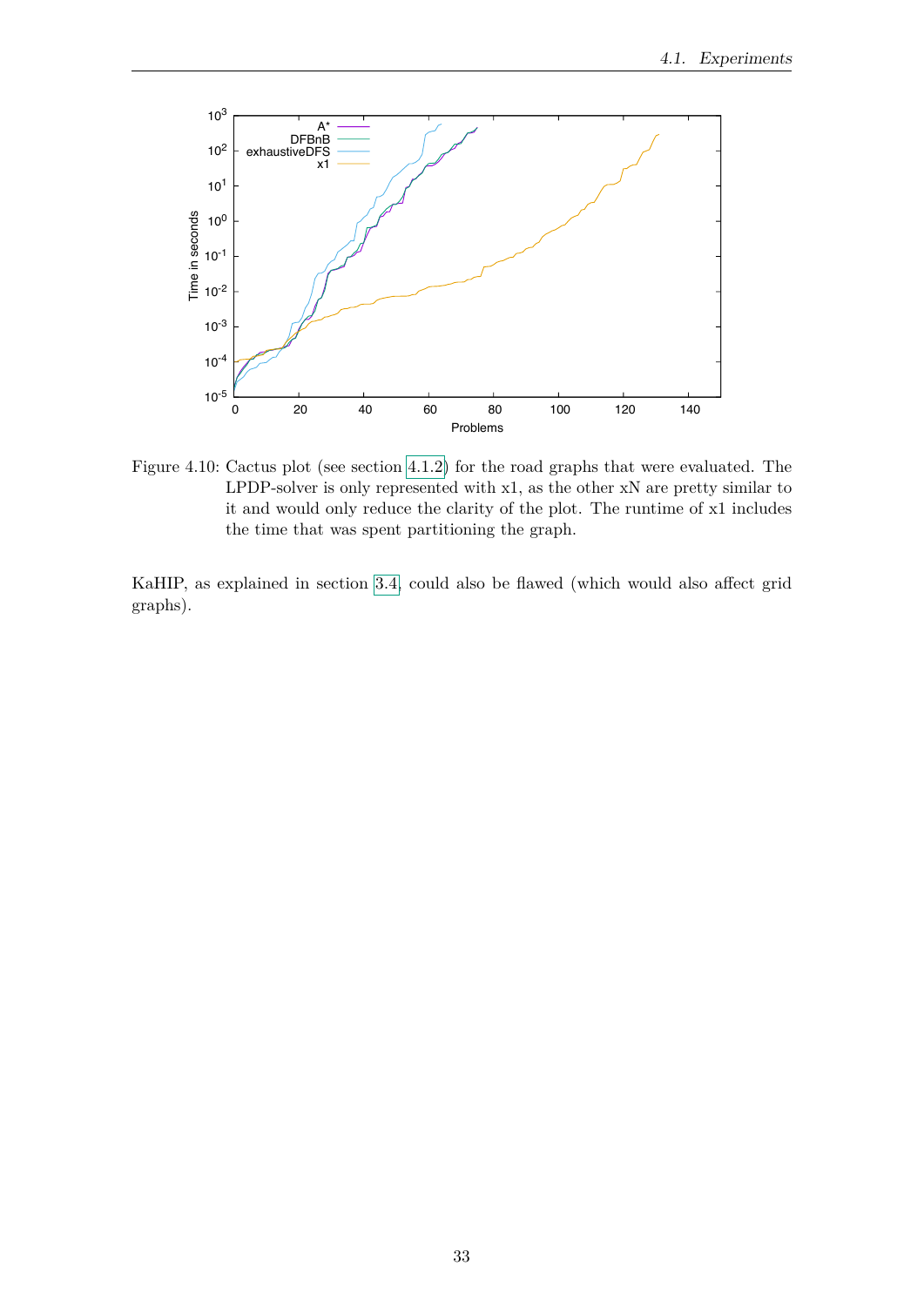Figure 4.10: Cactus plot (see section 4.1.2) for the road graphs that were evaluated. The LPDP-solver is only represented with x1, as the other xN are pretty similar to it and would only reduce the clarity of the plot. The runtime of x1 includes the time that was spent partitioning the graph.

KaHIP, as explained in section 3.4, could also be flawed (which would also affect grid graphs).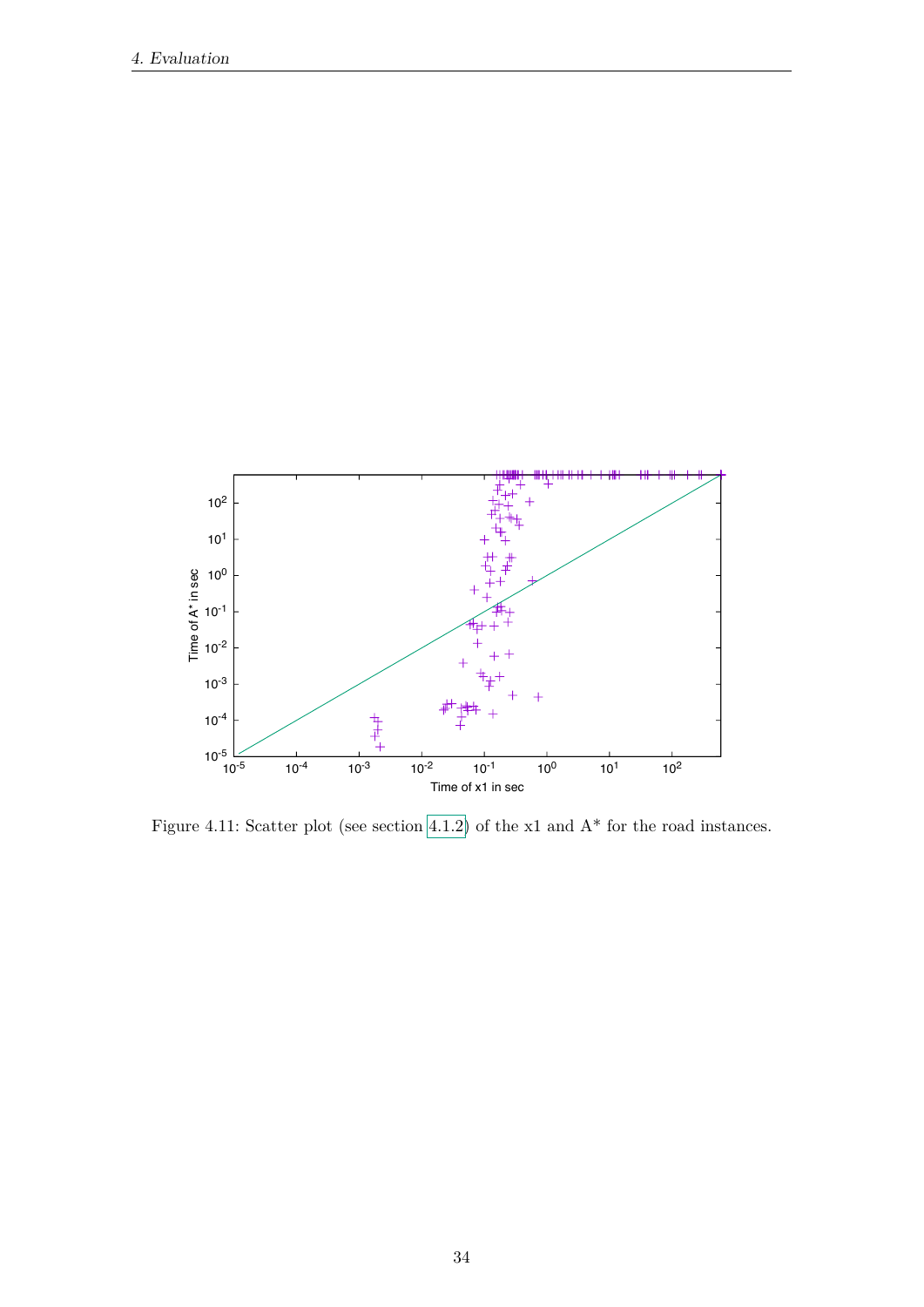Figure 4.11: Scatter plot (see section 4.1.2) of the x1 and A* for the road instances.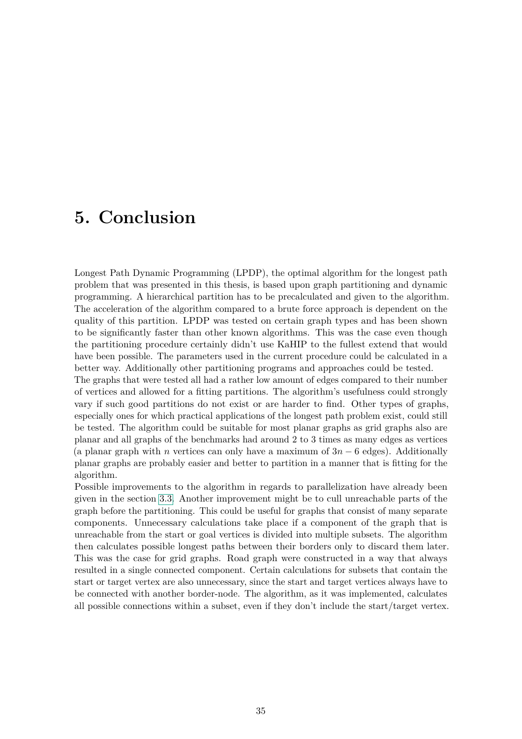# 5. Conclusion

Longest Path Dynamic Programming (LPDP), the optimal algorithm for the longest path problem that was presented in this thesis, is based upon graph partitioning and dynamic programming. A hierarchical partition has to be precalculated and given to the algorithm. The acceleration of the algorithm compared to a brute force approach is dependent on the quality of this partition. LPDP was tested on certain graph types and has been shown to be significantly faster than other known algorithms. This was the case even though the partitioning procedure certainly didn't use KaHIP to the fullest extend that would have been possible. The parameters used in the current procedure could be calculated in a better way. Additionally other partitioning programs and approaches could be tested.
The graphs that were tested all had a rather low amount of edges compared to their number of vertices and allowed for a fitting partitions. The algorithm's usefulness could strongly vary if such good partitions do not exist or are harder to find. Other types of graphs, especially ones for which practical applications of the longest path problem exist, could still be tested. The algorithm could be suitable for most planar graphs as grid graphs also are planar and all graphs of the benchmarks had around 2 to 3 times as many edges as vertices (a planar graph with $n$ vertices can only have a maximum of $3n - 6$ edges). Additionally planar graphs are probably easier and better to partition in a manner that is fitting for the algorithm.
Possible improvements to the algorithm in regards to parallelization have already been given in the section 3.3. Another improvement might be to cull unreachable parts of the graph before the partitioning. This could be useful for graphs that consist of many separate components. Unnecessary calculations take place if a component of the graph that is unreachable from the start or goal vertices is divided into multiple subsets. The algorithm then calculates possible longest paths between their borders only to discard them later. This was the case for grid graphs. Road graph were constructed in a way that always resulted in a single connected component. Certain calculations for subsets that contain the start or target vertex are also unnecessary, since the start and target vertices always have to be connected with another border-node. The algorithm, as it was implemented, calculates all possible connections within a subset, even if they don't include the start/target vertex.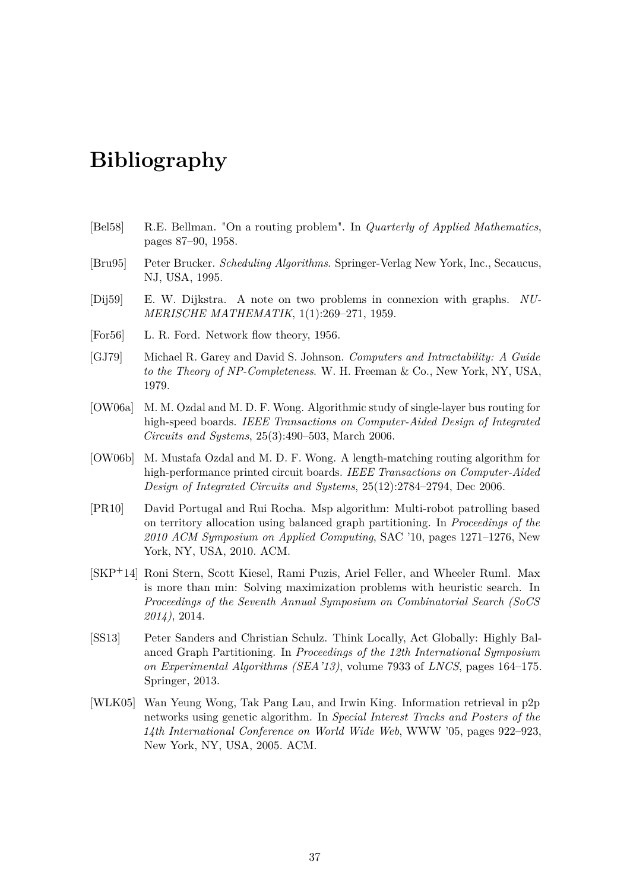# Bibliography

[Bel58] R.E. Bellman. "On a routing problem". In *Quarterly of Applied Mathematics*, pages 87–90, 1958.

[Bru95] Peter Brucker. *Scheduling Algorithms*. Springer-Verlag New York, Inc., Secaucus, NJ, USA, 1995.

[Dij59] E. W. Dijkstra. A note on two problems in connexion with graphs. *NUMERISCHE MATHEMATIK*, 1(1):269–271, 1959.

[For56] L. R. Ford. Network flow theory, 1956.

[GJ79] Michael R. Garey and David S. Johnson. *Computers and Intractability: A Guide to the Theory of NP-Completeness*. W. H. Freeman & Co., New York, NY, USA, 1979.

[OW06a] M. M. Ozdal and M. D. F. Wong. Algorithmic study of single-layer bus routing for high-speed boards. *IEEE Transactions on Computer-Aided Design of Integrated Circuits and Systems*, 25(3):490–503, March 2006.

[OW06b] M. Mustafa Ozdal and M. D. F. Wong. A length-matching routing algorithm for high-performance printed circuit boards. *IEEE Transactions on Computer-Aided Design of Integrated Circuits and Systems*, 25(12):2784–2794, Dec 2006.

[PR10] David Portugal and Rui Rocha. Msp algorithm: Multi-robot patrolling based on territory allocation using balanced graph partitioning. In *Proceedings of the 2010 ACM Symposium on Applied Computing*, SAC '10, pages 1271–1276, New York, NY, USA, 2010. ACM.

[SKP+14] Roni Stern, Scott Kiesel, Rami Puzis, Ariel Feller, and Wheeler Ruml. Max is more than min: Solving maximization problems with heuristic search. In *Proceedings of the Seventh Annual Symposium on Combinatorial Search (SoCS 2014)*, 2014.

[SS13] Peter Sanders and Christian Schulz. Think Locally, Act Globally: Highly Balanced Graph Partitioning. In *Proceedings of the 12th International Symposium on Experimental Algorithms (SEA'13)*, volume 7933 of *LNCS*, pages 164–175. Springer, 2013.

[WLK05] Wan Yeung Wong, Tak Pang Lau, and Irwin King. Information retrieval in p2p networks using genetic algorithm. In *Special Interest Tracks and Posters of the 14th International Conference on World Wide Web*, WWW '05, pages 922–923, New York, NY, USA, 2005. ACM.